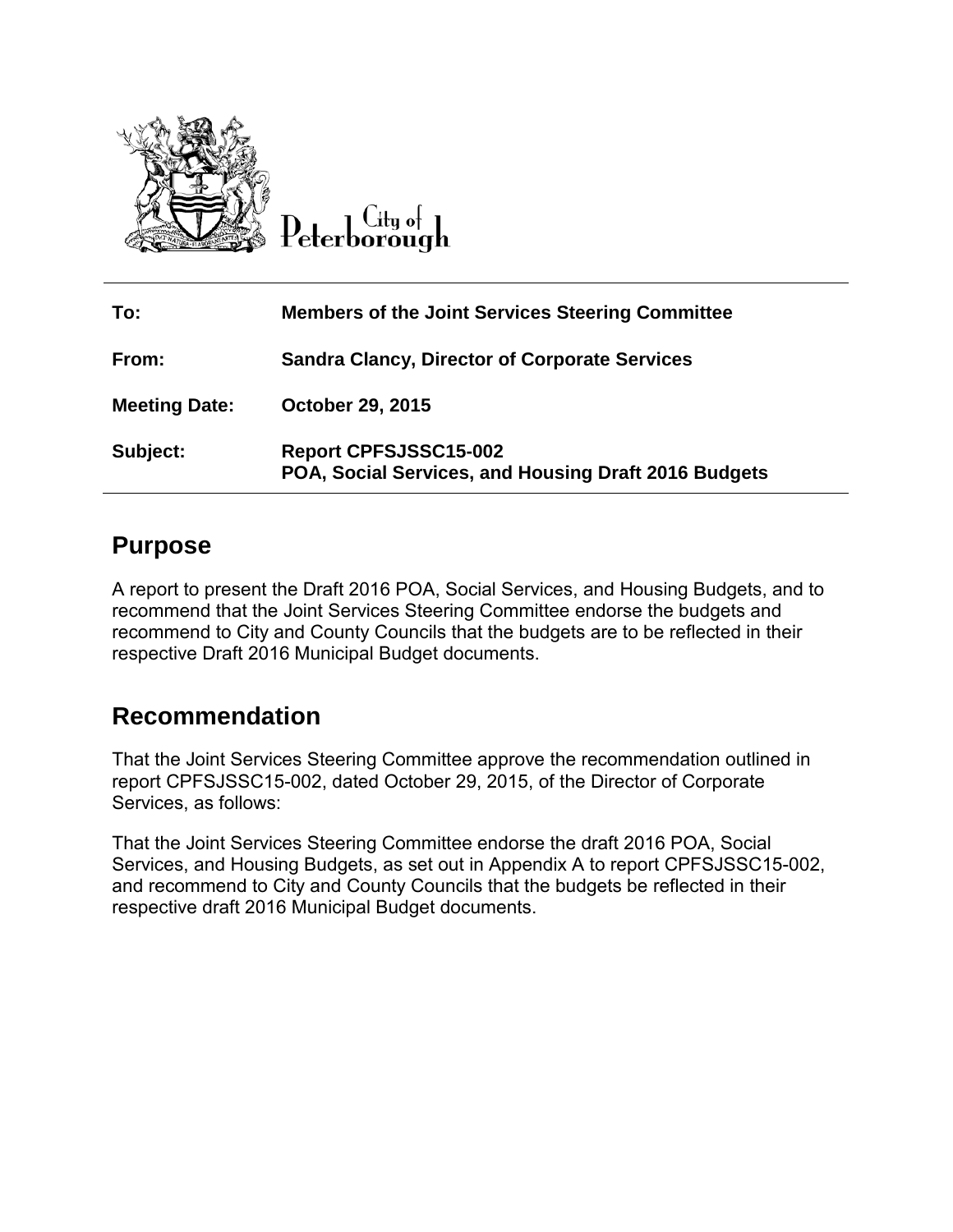City of Peterborough

| | |
|---|---|
| **To:** | **Members of the Joint Services Steering Committee** |
| **From:** | **Sandra Clancy, Director of Corporate Services** |
| **Meeting Date:** | **October 29, 2015** |
| **Subject:** | **Report CPFSJSSC15-002**<br>**POA, Social Services, and Housing Draft 2016 Budgets** |

## Purpose

A report to present the Draft 2016 POA, Social Services, and Housing Budgets, and to recommend that the Joint Services Steering Committee endorse the budgets and recommend to City and County Councils that the budgets are to be reflected in their respective Draft 2016 Municipal Budget documents.

## Recommendation

That the Joint Services Steering Committee approve the recommendation outlined in report CPFSJSSC15-002, dated October 29, 2015, of the Director of Corporate Services, as follows:

That the Joint Services Steering Committee endorse the draft 2016 POA, Social Services, and Housing Budgets, as set out in Appendix A to report CPFSJSSC15-002, and recommend to City and County Councils that the budgets be reflected in their respective draft 2016 Municipal Budget documents.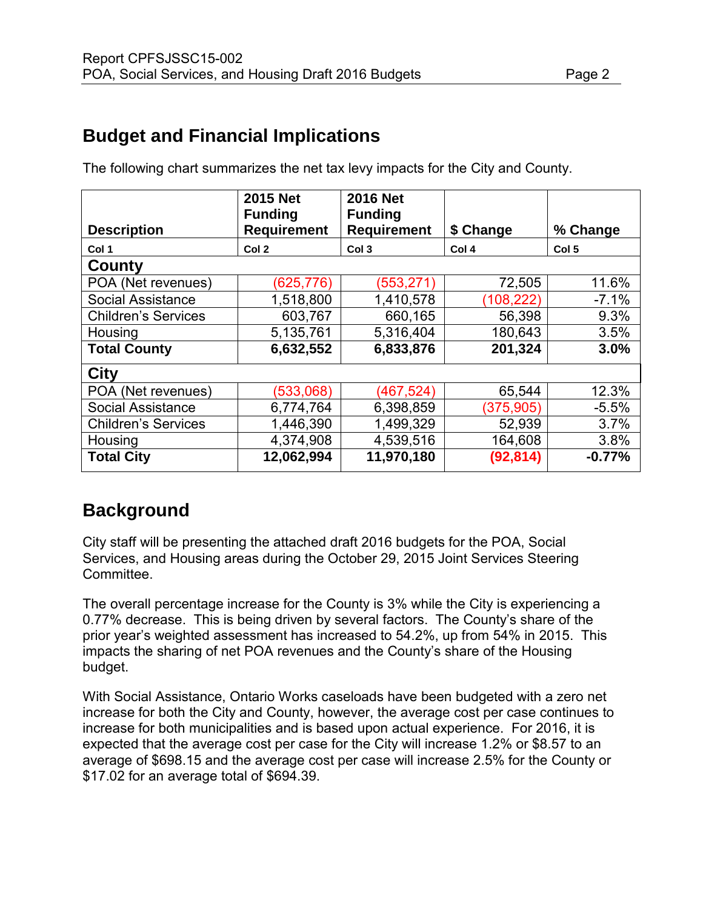## Budget and Financial Implications

The following chart summarizes the net tax levy impacts for the City and County.

| Description | 2015 Net Funding Requirement | 2016 Net Funding Requirement | $ Change | % Change |
|---|---|---|---|---|
| Col 1 | Col 2 | Col 3 | Col 4 | Col 5 |
| **County** | | | | |
| POA (Net revenues) | (625,776) | (553,271) | 72,505 | 11.6% |
| Social Assistance | 1,518,800 | 1,410,578 | (108,222) | -7.1% |
| Children's Services | 603,767 | 660,165 | 56,398 | 9.3% |
| Housing | 5,135,761 | 5,316,404 | 180,643 | 3.5% |
| **Total County** | **6,632,552** | **6,833,876** | **201,324** | **3.0%** |
| **City** | | | | |
| POA (Net revenues) | (533,068) | (467,524) | 65,544 | 12.3% |
| Social Assistance | 6,774,764 | 6,398,859 | (375,905) | -5.5% |
| Children's Services | 1,446,390 | 1,499,329 | 52,939 | 3.7% |
| Housing | 4,374,908 | 4,539,516 | 164,608 | 3.8% |
| **Total City** | **12,062,994** | **11,970,180** | **(92,814)** | **-0.77%** |

## Background

City staff will be presenting the attached draft 2016 budgets for the POA, Social Services, and Housing areas during the October 29, 2015 Joint Services Steering Committee.

The overall percentage increase for the County is 3% while the City is experiencing a 0.77% decrease. This is being driven by several factors. The County's share of the prior year's weighted assessment has increased to 54.2%, up from 54% in 2015. This impacts the sharing of net POA revenues and the County's share of the Housing budget.

With Social Assistance, Ontario Works caseloads have been budgeted with a zero net increase for both the City and County, however, the average cost per case continues to increase for both municipalities and is based upon actual experience. For 2016, it is expected that the average cost per case for the City will increase 1.2% or $8.57 to an average of $698.15 and the average cost per case will increase 2.5% for the County or $17.02 for an average total of $694.39.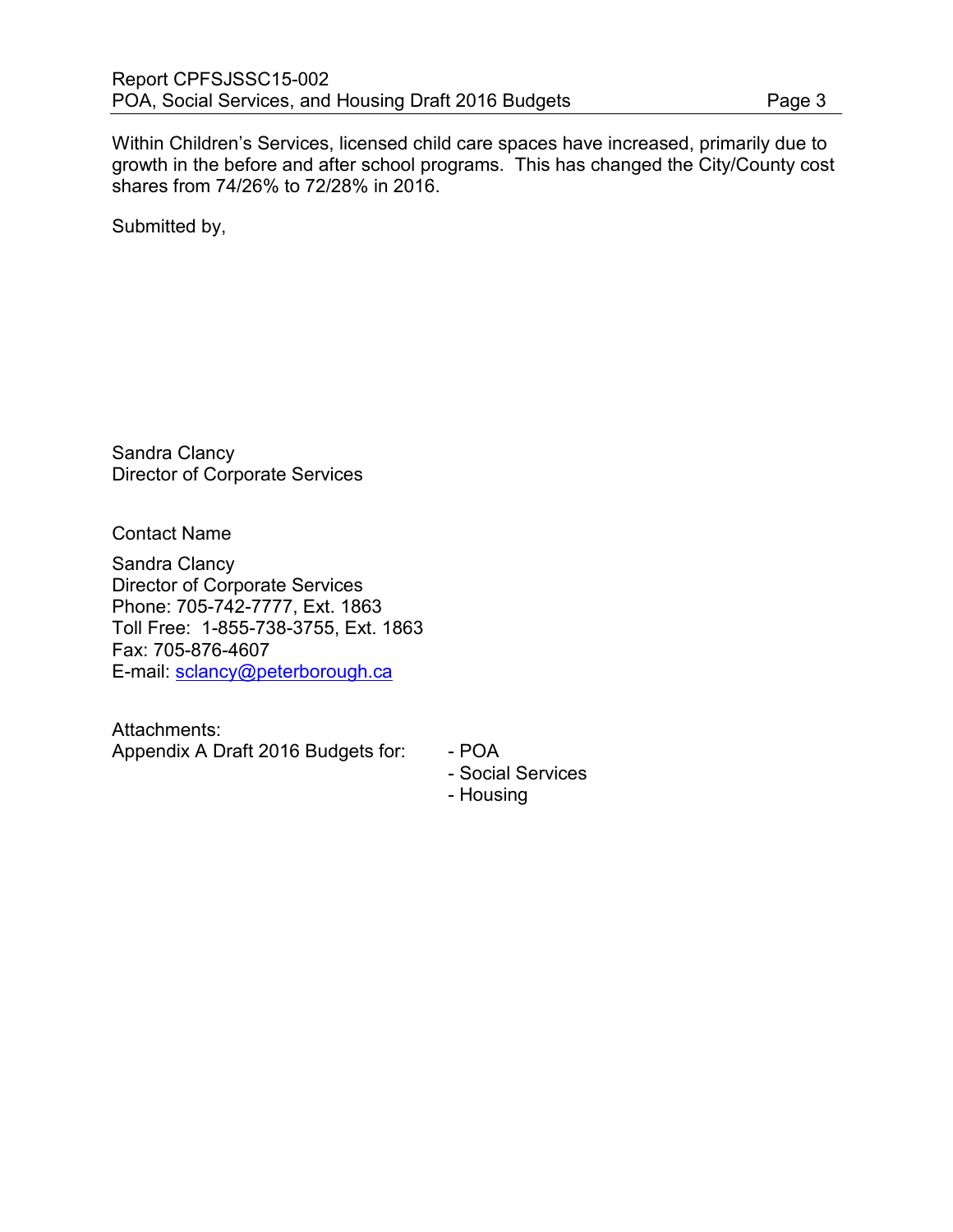Within Children's Services, licensed child care spaces have increased, primarily due to growth in the before and after school programs. This has changed the City/County cost shares from 74/26% to 72/28% in 2016.

Submitted by,

Sandra Clancy
Director of Corporate Services

Contact Name

Sandra Clancy
Director of Corporate Services
Phone: 705-742-7777, Ext. 1863
Toll Free: 1-855-738-3755, Ext. 1863
Fax: 705-876-4607
E-mail: sclancy@peterborough.ca

Attachments:
Appendix A Draft 2016 Budgets for:
- POA
- Social Services
- Housing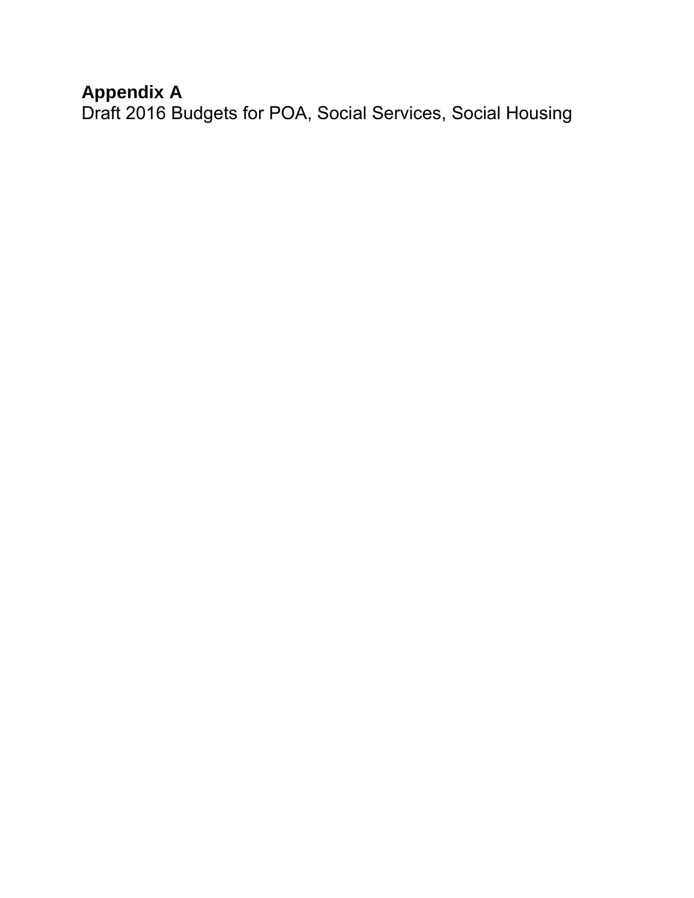**Appendix A**

Draft 2016 Budgets for POA, Social Services, Social Housing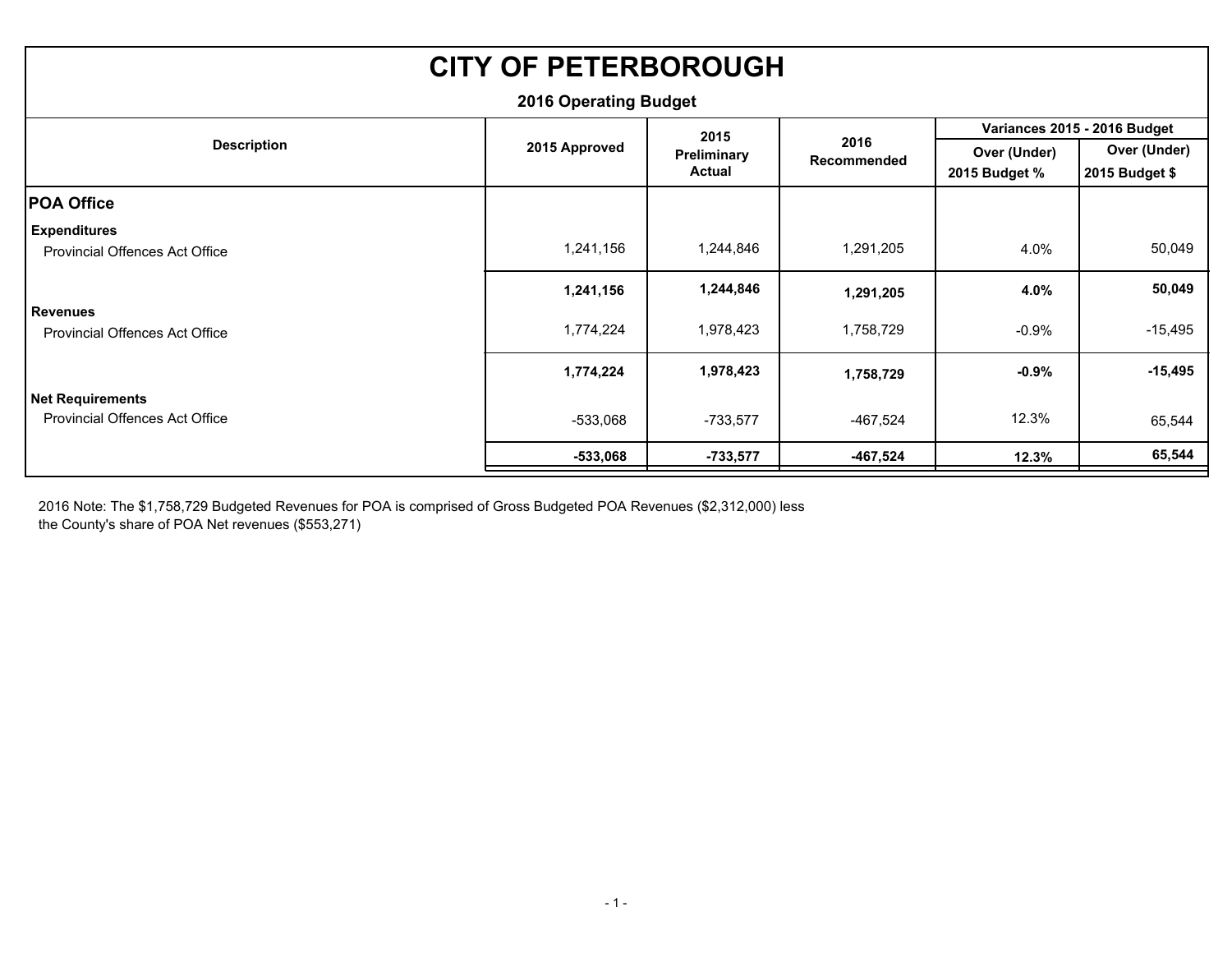# CITY OF PETERBOROUGH

## 2016 Operating Budget

| Description | 2015 Approved | 2015 Preliminary Actual | 2016 Recommended | Variances 2015 - 2016 Budget | |
|---|---|---|---|---|---|
| | | | | Over (Under) 2015 Budget % | Over (Under) 2015 Budget $ |
| **POA Office** | | | | | |
| **Expenditures** | | | | | |
| Provincial Offences Act Office | 1,241,156 | 1,244,846 | 1,291,205 | 4.0% | 50,049 |
| | **1,241,156** | **1,244,846** | **1,291,205** | **4.0%** | **50,049** |
| **Revenues** | | | | | |
| Provincial Offences Act Office | 1,774,224 | 1,978,423 | 1,758,729 | -0.9% | -15,495 |
| | **1,774,224** | **1,978,423** | **1,758,729** | **-0.9%** | **-15,495** |
| **Net Requirements** | | | | | |
| Provincial Offences Act Office | -533,068 | -733,577 | -467,524 | 12.3% | 65,544 |
| | **-533,068** | **-733,577** | **-467,524** | **12.3%** | **65,544** |

2016 Note: The $1,758,729 Budgeted Revenues for POA is comprised of Gross Budgeted POA Revenues ($2,312,000) less the County's share of POA Net revenues ($553,271)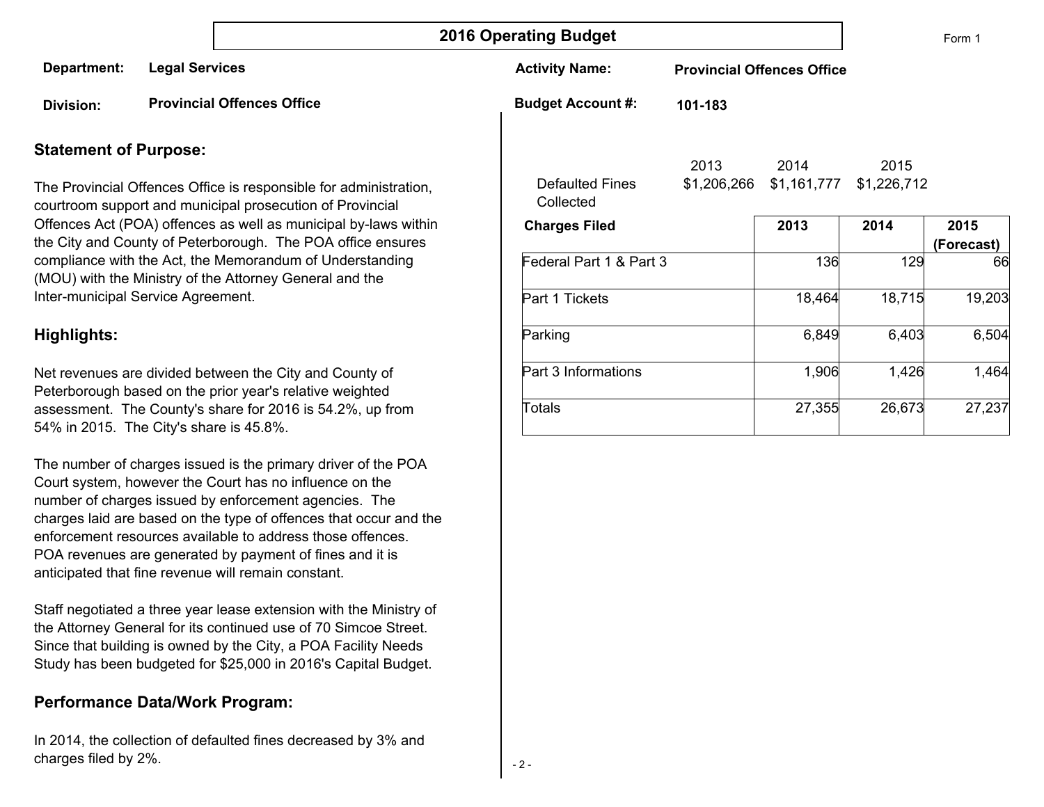# 2016 Operating Budget

Form 1

**Department:** **Legal Services**

**Division:** **Provincial Offences Office**

**Activity Name:** **Provincial Offences Office**

**Budget Account #:** **101-183**

## Statement of Purpose:

The Provincial Offences Office is responsible for administration, courtroom support and municipal prosecution of Provincial Offences Act (POA) offences as well as municipal by-laws within the City and County of Peterborough. The POA office ensures compliance with the Act, the Memorandum of Understanding (MOU) with the Ministry of the Attorney General and the Inter-municipal Service Agreement.

## Highlights:

Net revenues are divided between the City and County of Peterborough based on the prior year's relative weighted assessment. The County's share for 2016 is 54.2%, up from 54% in 2015. The City's share is 45.8%.

The number of charges issued is the primary driver of the POA Court system, however the Court has no influence on the number of charges issued by enforcement agencies. The charges laid are based on the type of offences that occur and the enforcement resources available to address those offences. POA revenues are generated by payment of fines and it is anticipated that fine revenue will remain constant.

Staff negotiated a three year lease extension with the Ministry of the Attorney General for its continued use of 70 Simcoe Street. Since that building is owned by the City, a POA Facility Needs Study has been budgeted for $25,000 in 2016's Capital Budget.

## Performance Data/Work Program:

In 2014, the collection of defaulted fines decreased by 3% and charges filed by 2%.

| | 2013 | 2014 | 2015 |
|---|---|---|---|
| Defaulted Fines Collected | $1,206,266 | $1,161,777 | $1,226,712 |

| Charges Filed | 2013 | 2014 | 2015 (Forecast) |
|---|---|---|---|
| Federal Part 1 & Part 3 | 136 | 129 | 66 |
| Part 1 Tickets | 18,464 | 18,715 | 19,203 |
| Parking | 6,849 | 6,403 | 6,504 |
| Part 3 Informations | 1,906 | 1,426 | 1,464 |
| Totals | 27,355 | 26,673 | 27,237 |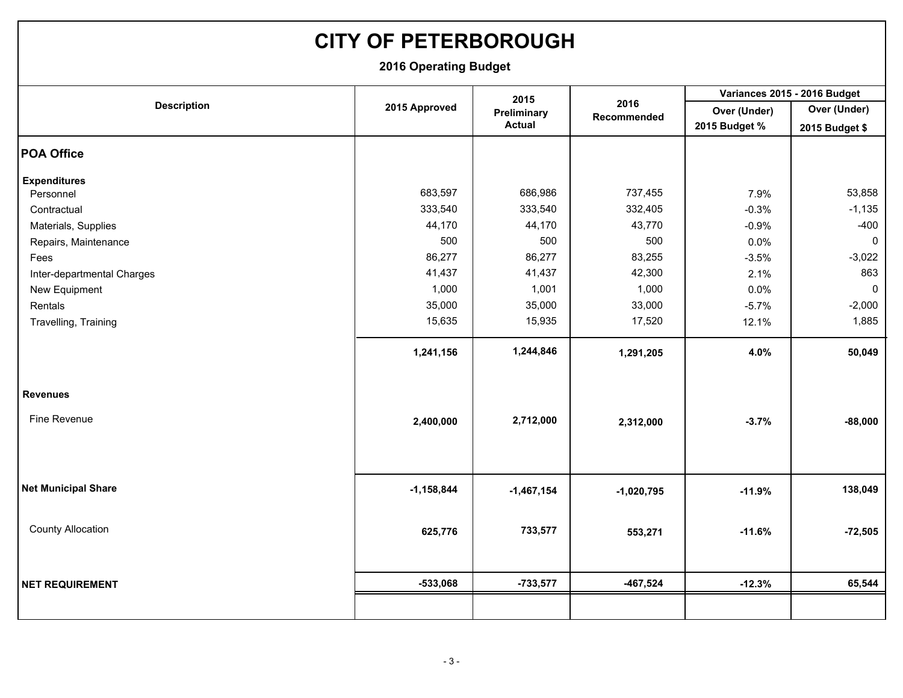# CITY OF PETERBOROUGH

**2016 Operating Budget**

| Description | 2015 Approved | 2015 Preliminary Actual | 2016 Recommended | Variances 2015 - 2016 Budget | |
|---|---|---|---|---|---|
| | | | | Over (Under) 2015 Budget % | Over (Under) 2015 Budget $ |
| **POA Office** | | | | | |
| **Expenditures** | | | | | |
| Personnel | 683,597 | 686,986 | 737,455 | 7.9% | 53,858 |
| Contractual | 333,540 | 333,540 | 332,405 | -0.3% | -1,135 |
| Materials, Supplies | 44,170 | 44,170 | 43,770 | -0.9% | -400 |
| Repairs, Maintenance | 500 | 500 | 500 | 0.0% | 0 |
| Fees | 86,277 | 86,277 | 83,255 | -3.5% | -3,022 |
| Inter-departmental Charges | 41,437 | 41,437 | 42,300 | 2.1% | 863 |
| New Equipment | 1,000 | 1,001 | 1,000 | 0.0% | 0 |
| Rentals | 35,000 | 35,000 | 33,000 | -5.7% | -2,000 |
| Travelling, Training | 15,635 | 15,935 | 17,520 | 12.1% | 1,885 |
| | **1,241,156** | **1,244,846** | **1,291,205** | **4.0%** | **50,049** |
| **Revenues** | | | | | |
| Fine Revenue | **2,400,000** | **2,712,000** | **2,312,000** | **-3.7%** | **-88,000** |
| **Net Municipal Share** | **-1,158,844** | **-1,467,154** | **-1,020,795** | **-11.9%** | **138,049** |
| County Allocation | **625,776** | **733,577** | **553,271** | **-11.6%** | **-72,505** |
| **NET REQUIREMENT** | **-533,068** | **-733,577** | **-467,524** | **-12.3%** | **65,544** |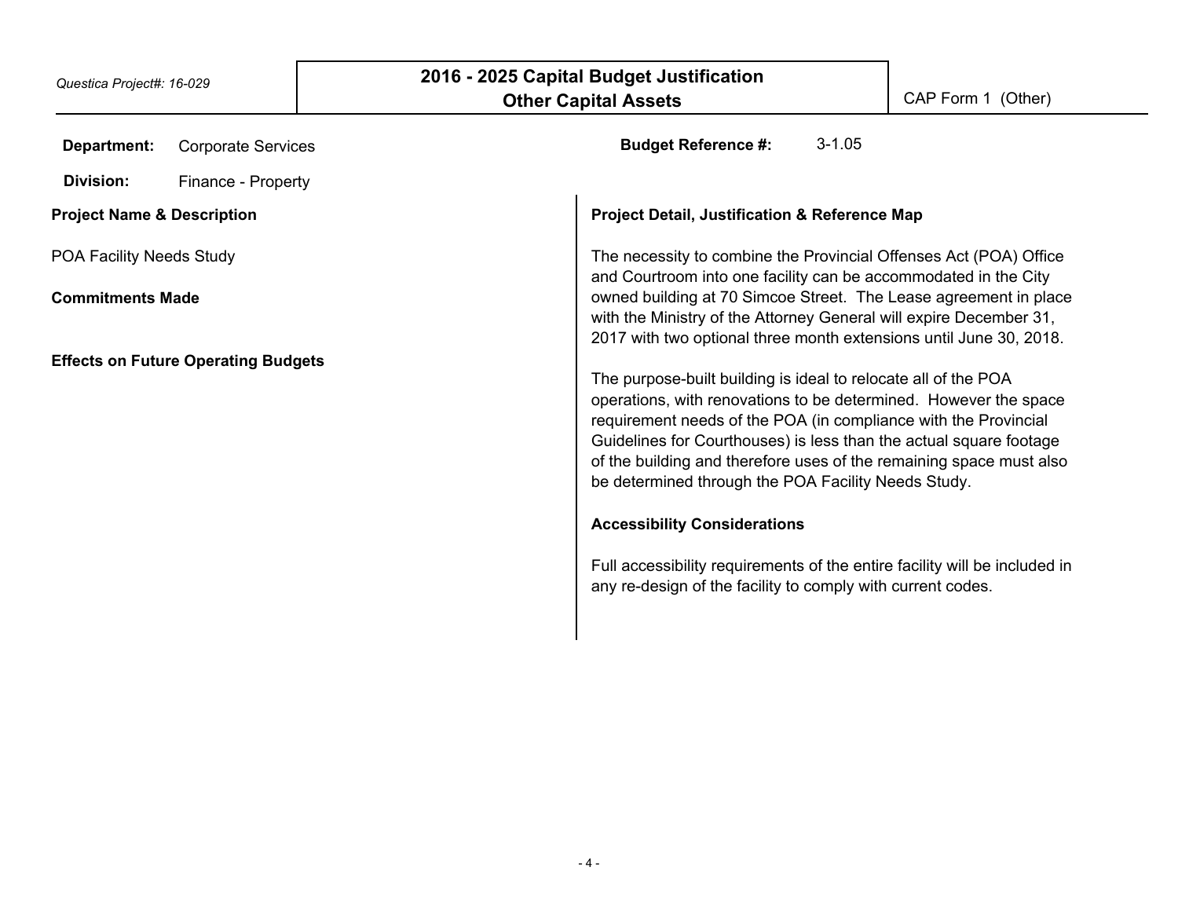*Questica Project#: 16-029*

## 2016 - 2025 Capital Budget Justification
## Other Capital Assets

CAP Form 1 (Other)

**Department:** Corporate Services

**Division:** Finance - Property

**Budget Reference #:** 3-1.05

### Project Name & Description

POA Facility Needs Study

### Commitments Made

### Effects on Future Operating Budgets

### Project Detail, Justification & Reference Map

The necessity to combine the Provincial Offenses Act (POA) Office and Courtroom into one facility can be accommodated in the City owned building at 70 Simcoe Street. The Lease agreement in place with the Ministry of the Attorney General will expire December 31, 2017 with two optional three month extensions until June 30, 2018.

The purpose-built building is ideal to relocate all of the POA operations, with renovations to be determined. However the space requirement needs of the POA (in compliance with the Provincial Guidelines for Courthouses) is less than the actual square footage of the building and therefore uses of the remaining space must also be determined through the POA Facility Needs Study.

### Accessibility Considerations

Full accessibility requirements of the entire facility will be included in any re-design of the facility to comply with current codes.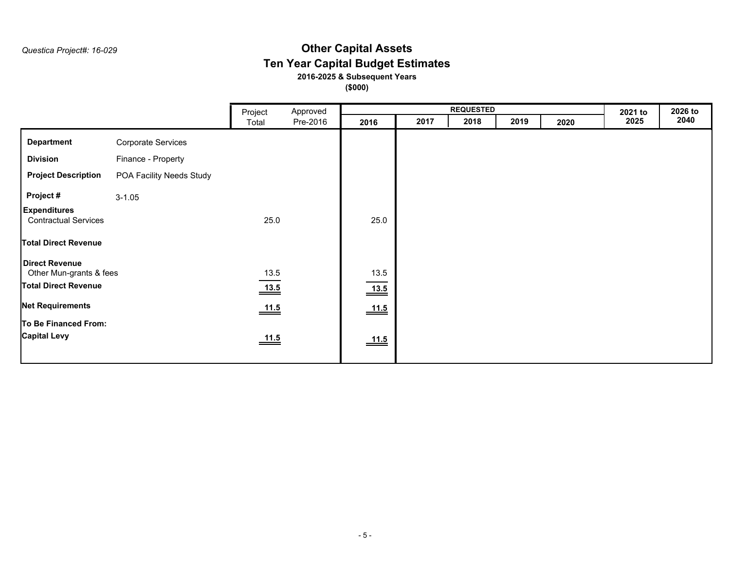*Questica Project#: 16-029*

# Other Capital Assets
## Ten Year Capital Budget Estimates
### 2016-2025 & Subsequent Years
### ($000)

| | | Project Total | Approved Pre-2016 | REQUESTED 2016 | 2017 | 2018 | 2019 | 2020 | 2021 to 2025 | 2026 to 2040 |
|---|---|---|---|---|---|---|---|---|---|---|
| **Department** | Corporate Services | | | | | | | | | |
| **Division** | Finance - Property | | | | | | | | | |
| **Project Description** | POA Facility Needs Study | | | | | | | | | |
| **Project #** | 3-1.05 | | | | | | | | | |
| **Expenditures** | | | | | | | | | | |
| Contractual Services | | 25.0 | | 25.0 | | | | | | |
| **Total Direct Revenue** | | | | | | | | | | |
| **Direct Revenue** | | | | | | | | | | |
| Other Mun-grants & fees | | 13.5 | | 13.5 | | | | | | |
| **Total Direct Revenue** | | 13.5 | | 13.5 | | | | | | |
| **Net Requirements** | | 11.5 | | 11.5 | | | | | | |
| **To Be Financed From:** | | | | | | | | | | |
| **Capital Levy** | | 11.5 | | 11.5 | | | | | | |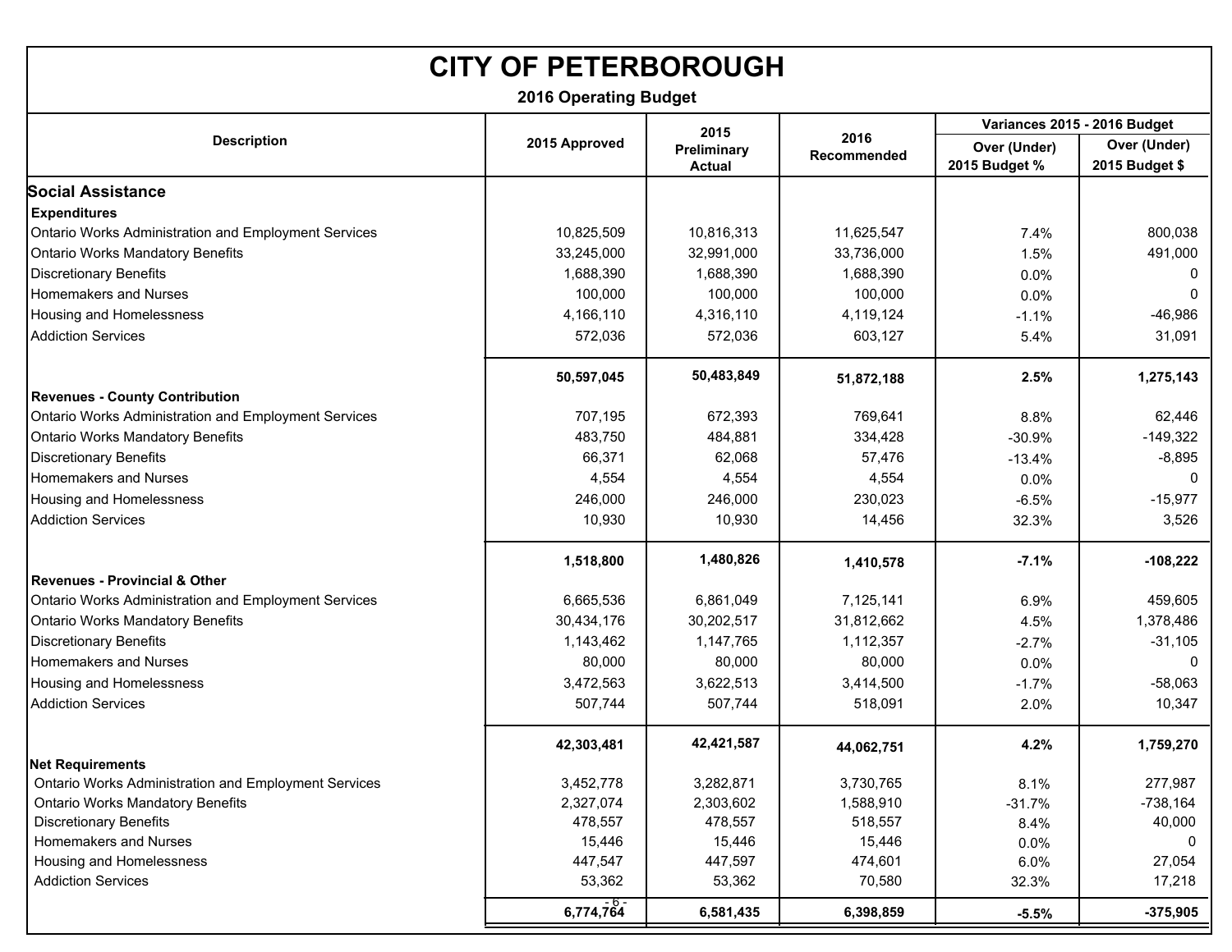# CITY OF PETERBOROUGH

## 2016 Operating Budget

| Description | 2015 Approved | 2015 Preliminary Actual | 2016 Recommended | Variances 2015 - 2016 Budget Over (Under) 2015 Budget % | Variances 2015 - 2016 Budget Over (Under) 2015 Budget $ |
|---|---|---|---|---|---|
| **Social Assistance** | | | | | |
| **Expenditures** | | | | | |
| Ontario Works Administration and Employment Services | 10,825,509 | 10,816,313 | 11,625,547 | 7.4% | 800,038 |
| Ontario Works Mandatory Benefits | 33,245,000 | 32,991,000 | 33,736,000 | 1.5% | 491,000 |
| Discretionary Benefits | 1,688,390 | 1,688,390 | 1,688,390 | 0.0% | 0 |
| Homemakers and Nurses | 100,000 | 100,000 | 100,000 | 0.0% | 0 |
| Housing and Homelessness | 4,166,110 | 4,316,110 | 4,119,124 | -1.1% | -46,986 |
| Addiction Services | 572,036 | 572,036 | 603,127 | 5.4% | 31,091 |
| | **50,597,045** | **50,483,849** | **51,872,188** | **2.5%** | **1,275,143** |
| **Revenues - County Contribution** | | | | | |
| Ontario Works Administration and Employment Services | 707,195 | 672,393 | 769,641 | 8.8% | 62,446 |
| Ontario Works Mandatory Benefits | 483,750 | 484,881 | 334,428 | -30.9% | -149,322 |
| Discretionary Benefits | 66,371 | 62,068 | 57,476 | -13.4% | -8,895 |
| Homemakers and Nurses | 4,554 | 4,554 | 4,554 | 0.0% | 0 |
| Housing and Homelessness | 246,000 | 246,000 | 230,023 | -6.5% | -15,977 |
| Addiction Services | 10,930 | 10,930 | 14,456 | 32.3% | 3,526 |
| | **1,518,800** | **1,480,826** | **1,410,578** | **-7.1%** | **-108,222** |
| **Revenues - Provincial & Other** | | | | | |
| Ontario Works Administration and Employment Services | 6,665,536 | 6,861,049 | 7,125,141 | 6.9% | 459,605 |
| Ontario Works Mandatory Benefits | 30,434,176 | 30,202,517 | 31,812,662 | 4.5% | 1,378,486 |
| Discretionary Benefits | 1,143,462 | 1,147,765 | 1,112,357 | -2.7% | -31,105 |
| Homemakers and Nurses | 80,000 | 80,000 | 80,000 | 0.0% | 0 |
| Housing and Homelessness | 3,472,563 | 3,622,513 | 3,414,500 | -1.7% | -58,063 |
| Addiction Services | 507,744 | 507,744 | 518,091 | 2.0% | 10,347 |
| | **42,303,481** | **42,421,587** | **44,062,751** | **4.2%** | **1,759,270** |
| **Net Requirements** | | | | | |
| Ontario Works Administration and Employment Services | 3,452,778 | 3,282,871 | 3,730,765 | 8.1% | 277,987 |
| Ontario Works Mandatory Benefits | 2,327,074 | 2,303,602 | 1,588,910 | -31.7% | -738,164 |
| Discretionary Benefits | 478,557 | 478,557 | 518,557 | 8.4% | 40,000 |
| Homemakers and Nurses | 15,446 | 15,446 | 15,446 | 0.0% | 0 |
| Housing and Homelessness | 447,547 | 447,597 | 474,601 | 6.0% | 27,054 |
| Addiction Services | 53,362 | 53,362 | 70,580 | 32.3% | 17,218 |
| | **6,774,764** | **6,581,435** | **6,398,859** | **-5.5%** | **-375,905** |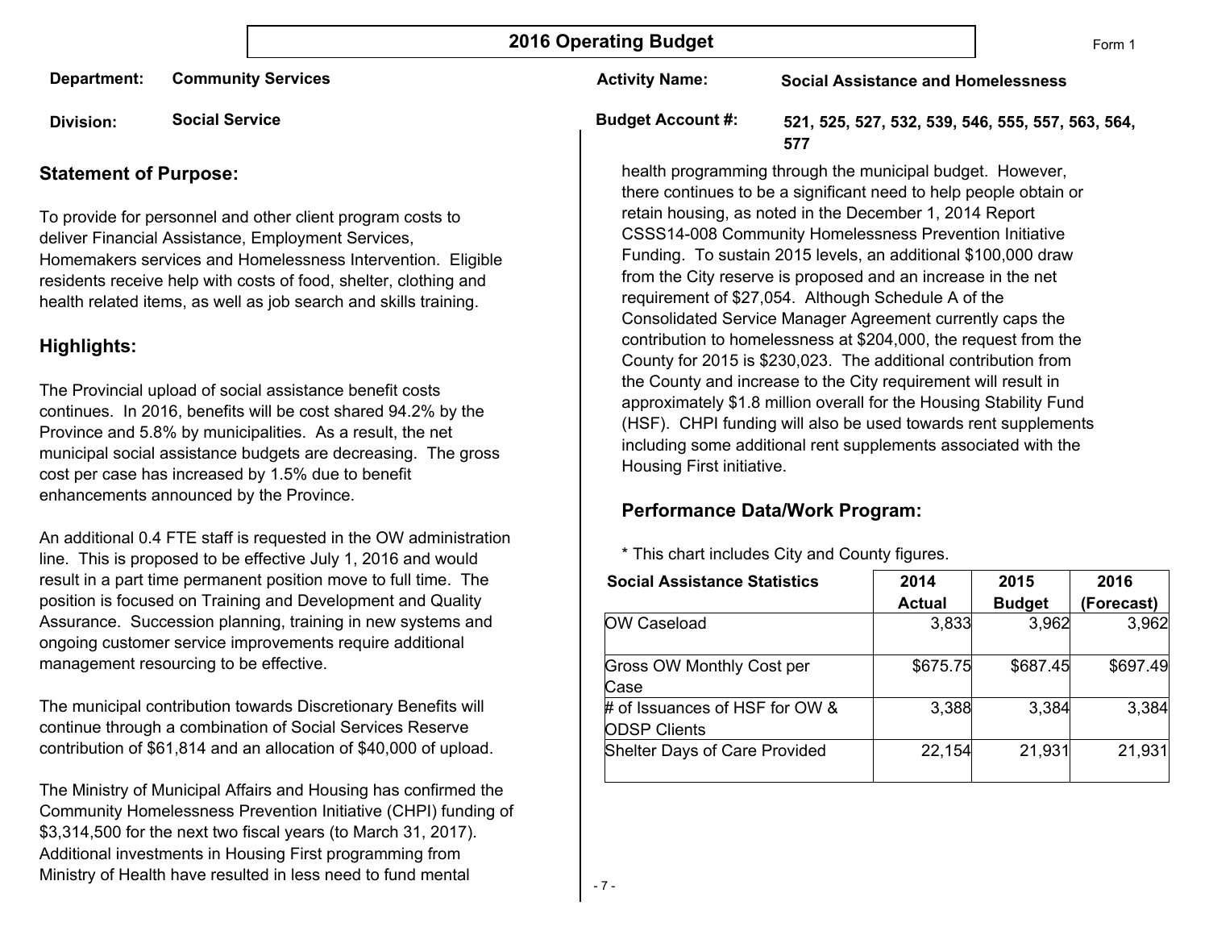# 2016 Operating Budget

Form 1

**Department:** **Community Services**

**Division:** **Social Service**

**Activity Name:** **Social Assistance and Homelessness**

**Budget Account #:** **521, 525, 527, 532, 539, 546, 555, 557, 563, 564, 577**

## Statement of Purpose:

To provide for personnel and other client program costs to deliver Financial Assistance, Employment Services, Homemakers services and Homelessness Intervention. Eligible residents receive help with costs of food, shelter, clothing and health related items, as well as job search and skills training.

## Highlights:

The Provincial upload of social assistance benefit costs continues. In 2016, benefits will be cost shared 94.2% by the Province and 5.8% by municipalities. As a result, the net municipal social assistance budgets are decreasing. The gross cost per case has increased by 1.5% due to benefit enhancements announced by the Province.

An additional 0.4 FTE staff is requested in the OW administration line. This is proposed to be effective July 1, 2016 and would result in a part time permanent position move to full time. The position is focused on Training and Development and Quality Assurance. Succession planning, training in new systems and ongoing customer service improvements require additional management resourcing to be effective.

The municipal contribution towards Discretionary Benefits will continue through a combination of Social Services Reserve contribution of $61,814 and an allocation of $40,000 of upload.

The Ministry of Municipal Affairs and Housing has confirmed the Community Homelessness Prevention Initiative (CHPI) funding of $3,314,500 for the next two fiscal years (to March 31, 2017). Additional investments in Housing First programming from Ministry of Health have resulted in less need to fund mental health programming through the municipal budget. However, there continues to be a significant need to help people obtain or retain housing, as noted in the December 1, 2014 Report CSSS14-008 Community Homelessness Prevention Initiative Funding. To sustain 2015 levels, an additional $100,000 draw from the City reserve is proposed and an increase in the net requirement of $27,054. Although Schedule A of the Consolidated Service Manager Agreement currently caps the contribution to homelessness at $204,000, the request from the County for 2015 is $230,023. The additional contribution from the County and increase to the City requirement will result in approximately $1.8 million overall for the Housing Stability Fund (HSF). CHPI funding will also be used towards rent supplements including some additional rent supplements associated with the Housing First initiative.

## Performance Data/Work Program:

* This chart includes City and County figures.

| Social Assistance Statistics | 2014 Actual | 2015 Budget | 2016 (Forecast) |
|---|---|---|---|
| OW Caseload | 3,833 | 3,962 | 3,962 |
| Gross OW Monthly Cost per Case | $675.75 | $687.45 | $697.49 |
| # of Issuances of HSF for OW & ODSP Clients | 3,388 | 3,384 | 3,384 |
| Shelter Days of Care Provided | 22,154 | 21,931 | 21,931 |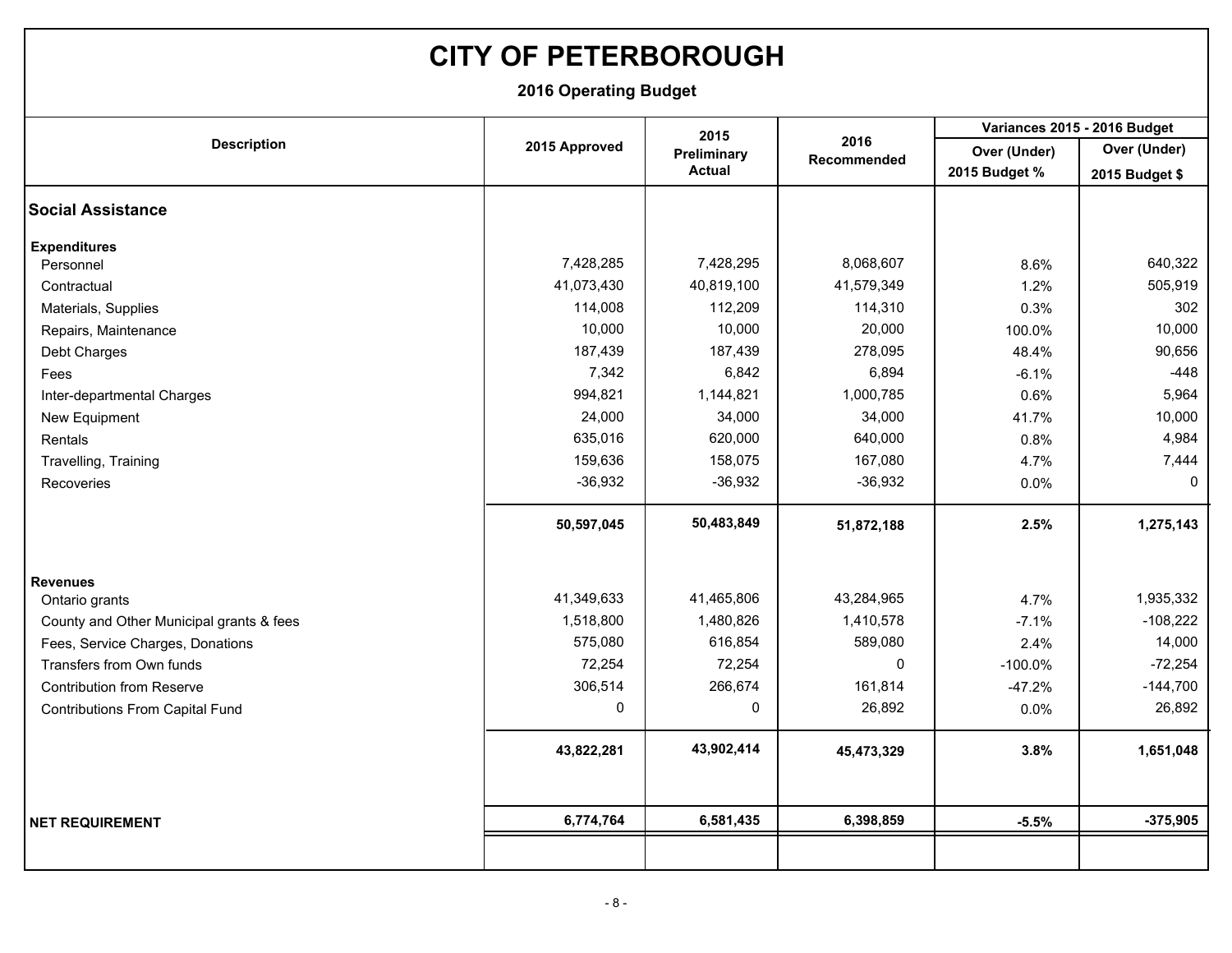# CITY OF PETERBOROUGH

## 2016 Operating Budget

| Description | 2015 Approved | 2015 Preliminary Actual | 2016 Recommended | Variances 2015 - 2016 Budget | |
|---|---|---|---|---|---|
| | | | | Over (Under) 2015 Budget % | Over (Under) 2015 Budget $ |
| **Social Assistance** | | | | | |
| **Expenditures** | | | | | |
| Personnel | 7,428,285 | 7,428,295 | 8,068,607 | 8.6% | 640,322 |
| Contractual | 41,073,430 | 40,819,100 | 41,579,349 | 1.2% | 505,919 |
| Materials, Supplies | 114,008 | 112,209 | 114,310 | 0.3% | 302 |
| Repairs, Maintenance | 10,000 | 10,000 | 20,000 | 100.0% | 10,000 |
| Debt Charges | 187,439 | 187,439 | 278,095 | 48.4% | 90,656 |
| Fees | 7,342 | 6,842 | 6,894 | -6.1% | -448 |
| Inter-departmental Charges | 994,821 | 1,144,821 | 1,000,785 | 0.6% | 5,964 |
| New Equipment | 24,000 | 34,000 | 34,000 | 41.7% | 10,000 |
| Rentals | 635,016 | 620,000 | 640,000 | 0.8% | 4,984 |
| Travelling, Training | 159,636 | 158,075 | 167,080 | 4.7% | 7,444 |
| Recoveries | -36,932 | -36,932 | -36,932 | 0.0% | 0 |
| | **50,597,045** | **50,483,849** | **51,872,188** | **2.5%** | **1,275,143** |
| **Revenues** | | | | | |
| Ontario grants | 41,349,633 | 41,465,806 | 43,284,965 | 4.7% | 1,935,332 |
| County and Other Municipal grants & fees | 1,518,800 | 1,480,826 | 1,410,578 | -7.1% | -108,222 |
| Fees, Service Charges, Donations | 575,080 | 616,854 | 589,080 | 2.4% | 14,000 |
| Transfers from Own funds | 72,254 | 72,254 | 0 | -100.0% | -72,254 |
| Contribution from Reserve | 306,514 | 266,674 | 161,814 | -47.2% | -144,700 |
| Contributions From Capital Fund | 0 | 0 | 26,892 | 0.0% | 26,892 |
| | **43,822,281** | **43,902,414** | **45,473,329** | **3.8%** | **1,651,048** |
| **NET REQUIREMENT** | **6,774,764** | **6,581,435** | **6,398,859** | **-5.5%** | **-375,905** |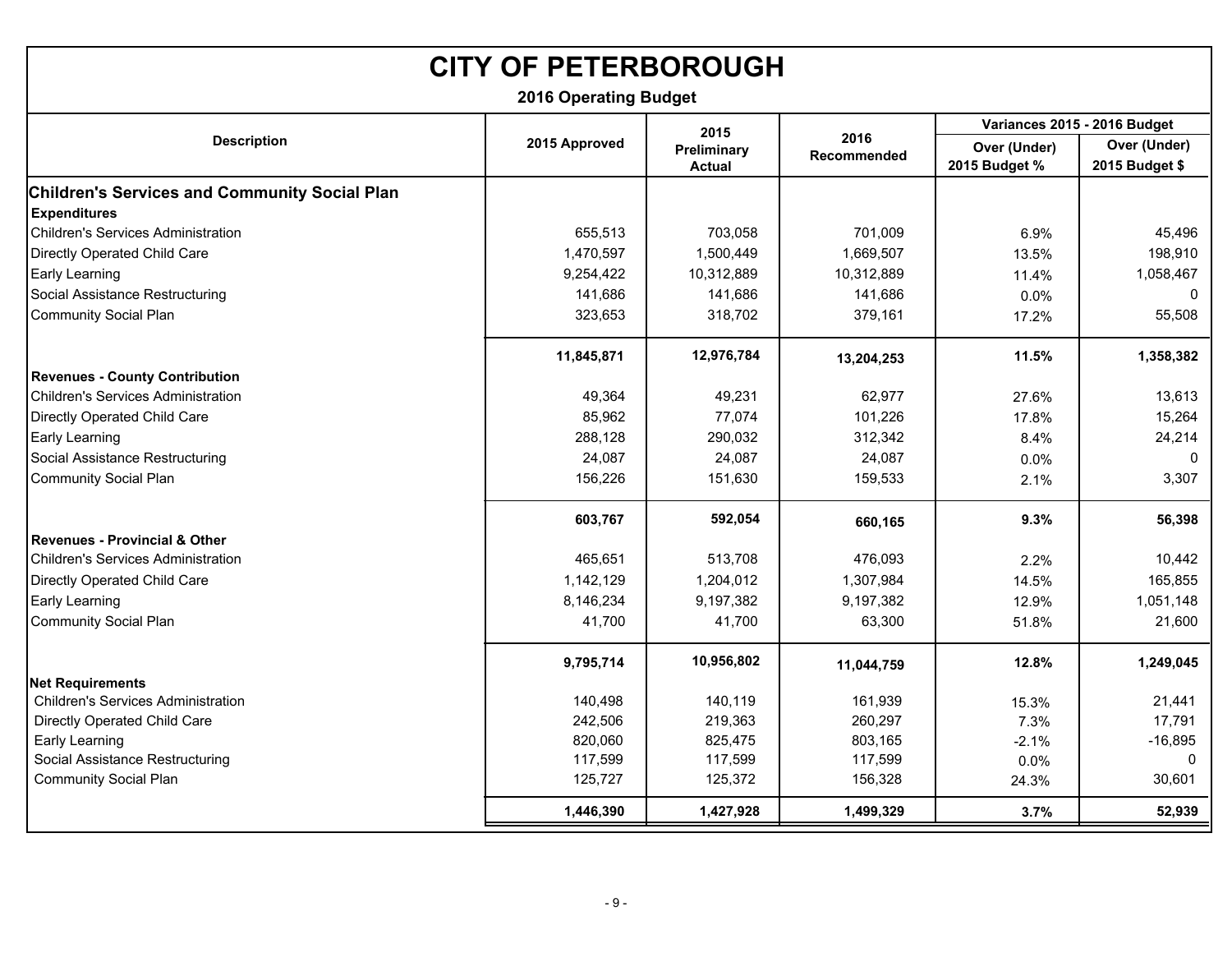# CITY OF PETERBOROUGH

## 2016 Operating Budget

| Description | 2015 Approved | 2015 Preliminary Actual | 2016 Recommended | Variances 2015 - 2016 Budget | |
|---|---|---|---|---|---|
| | | | | Over (Under) 2015 Budget % | Over (Under) 2015 Budget $ |
| **Children's Services and Community Social Plan** | | | | | |
| **Expenditures** | | | | | |
| Children's Services Administration | 655,513 | 703,058 | 701,009 | 6.9% | 45,496 |
| Directly Operated Child Care | 1,470,597 | 1,500,449 | 1,669,507 | 13.5% | 198,910 |
| Early Learning | 9,254,422 | 10,312,889 | 10,312,889 | 11.4% | 1,058,467 |
| Social Assistance Restructuring | 141,686 | 141,686 | 141,686 | 0.0% | 0 |
| Community Social Plan | 323,653 | 318,702 | 379,161 | 17.2% | 55,508 |
| | **11,845,871** | **12,976,784** | **13,204,253** | **11.5%** | **1,358,382** |
| **Revenues - County Contribution** | | | | | |
| Children's Services Administration | 49,364 | 49,231 | 62,977 | 27.6% | 13,613 |
| Directly Operated Child Care | 85,962 | 77,074 | 101,226 | 17.8% | 15,264 |
| Early Learning | 288,128 | 290,032 | 312,342 | 8.4% | 24,214 |
| Social Assistance Restructuring | 24,087 | 24,087 | 24,087 | 0.0% | 0 |
| Community Social Plan | 156,226 | 151,630 | 159,533 | 2.1% | 3,307 |
| | **603,767** | **592,054** | **660,165** | **9.3%** | **56,398** |
| **Revenues - Provincial & Other** | | | | | |
| Children's Services Administration | 465,651 | 513,708 | 476,093 | 2.2% | 10,442 |
| Directly Operated Child Care | 1,142,129 | 1,204,012 | 1,307,984 | 14.5% | 165,855 |
| Early Learning | 8,146,234 | 9,197,382 | 9,197,382 | 12.9% | 1,051,148 |
| Community Social Plan | 41,700 | 41,700 | 63,300 | 51.8% | 21,600 |
| | **9,795,714** | **10,956,802** | **11,044,759** | **12.8%** | **1,249,045** |
| **Net Requirements** | | | | | |
| Children's Services Administration | 140,498 | 140,119 | 161,939 | 15.3% | 21,441 |
| Directly Operated Child Care | 242,506 | 219,363 | 260,297 | 7.3% | 17,791 |
| Early Learning | 820,060 | 825,475 | 803,165 | -2.1% | -16,895 |
| Social Assistance Restructuring | 117,599 | 117,599 | 117,599 | 0.0% | 0 |
| Community Social Plan | 125,727 | 125,372 | 156,328 | 24.3% | 30,601 |
| | **1,446,390** | **1,427,928** | **1,499,329** | **3.7%** | **52,939** |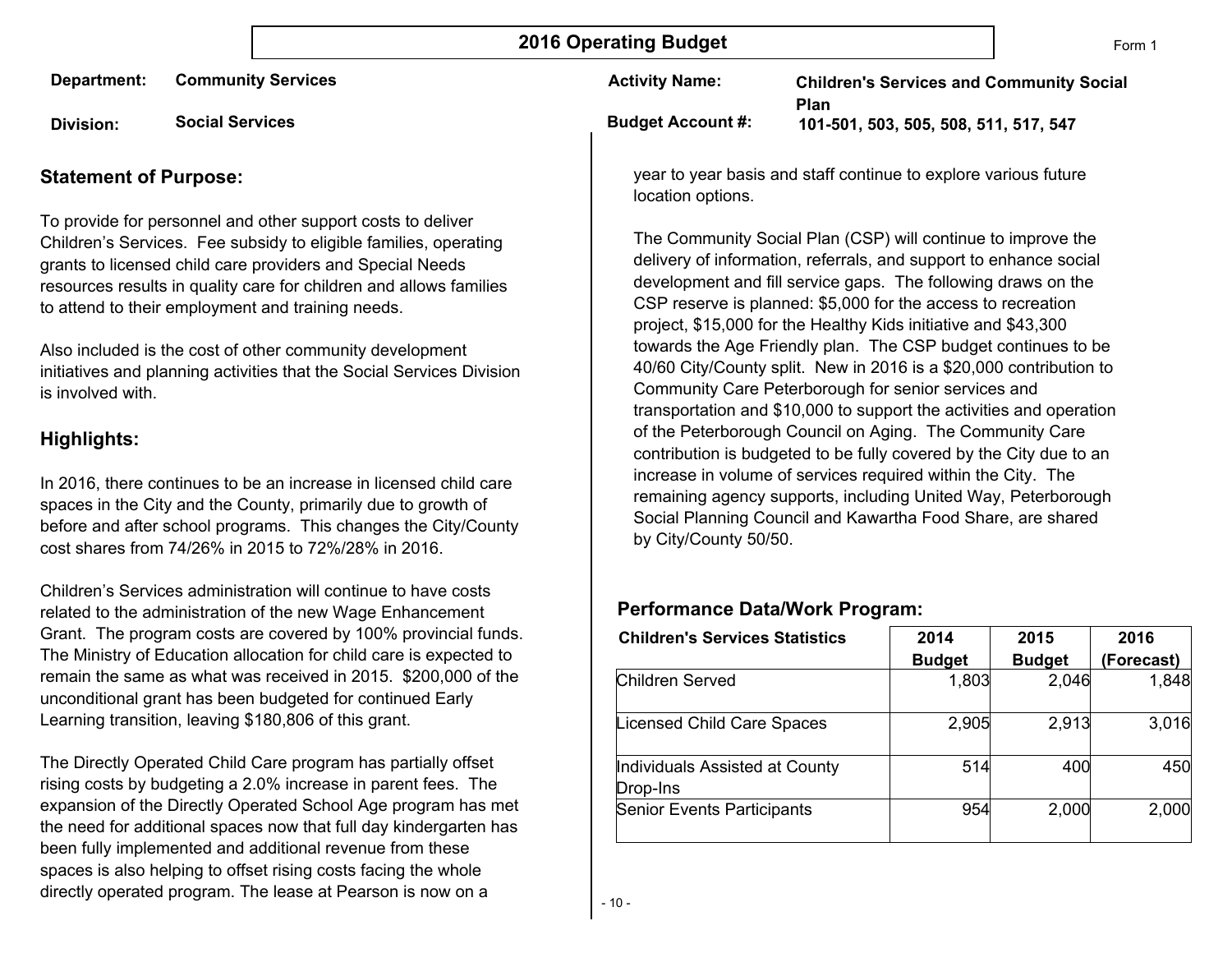# 2016 Operating Budget

Form 1

**Department:** **Community Services**

**Division:** **Social Services**

**Activity Name:** **Children's Services and Community Social Plan**

**Budget Account #:** **101-501, 503, 505, 508, 511, 517, 547**

## Statement of Purpose:

To provide for personnel and other support costs to deliver Children's Services. Fee subsidy to eligible families, operating grants to licensed child care providers and Special Needs resources results in quality care for children and allows families to attend to their employment and training needs.

Also included is the cost of other community development initiatives and planning activities that the Social Services Division is involved with.

## Highlights:

In 2016, there continues to be an increase in licensed child care spaces in the City and the County, primarily due to growth of before and after school programs. This changes the City/County cost shares from 74/26% in 2015 to 72%/28% in 2016.

Children's Services administration will continue to have costs related to the administration of the new Wage Enhancement Grant. The program costs are covered by 100% provincial funds. The Ministry of Education allocation for child care is expected to remain the same as what was received in 2015. $200,000 of the unconditional grant has been budgeted for continued Early Learning transition, leaving $180,806 of this grant.

The Directly Operated Child Care program has partially offset rising costs by budgeting a 2.0% increase in parent fees. The expansion of the Directly Operated School Age program has met the need for additional spaces now that full day kindergarten has been fully implemented and additional revenue from these spaces is also helping to offset rising costs facing the whole directly operated program. The lease at Pearson is now on a year to year basis and staff continue to explore various future location options.

The Community Social Plan (CSP) will continue to improve the delivery of information, referrals, and support to enhance social development and fill service gaps. The following draws on the CSP reserve is planned: $5,000 for the access to recreation project, $15,000 for the Healthy Kids initiative and $43,300 towards the Age Friendly plan. The CSP budget continues to be 40/60 City/County split. New in 2016 is a $20,000 contribution to Community Care Peterborough for senior services and transportation and $10,000 to support the activities and operation of the Peterborough Council on Aging. The Community Care contribution is budgeted to be fully covered by the City due to an increase in volume of services required within the City. The remaining agency supports, including United Way, Peterborough Social Planning Council and Kawartha Food Share, are shared by City/County 50/50.

## Performance Data/Work Program:

| Children's Services Statistics | 2014 Budget | 2015 Budget | 2016 (Forecast) |
|---|---|---|---|
| Children Served | 1,803 | 2,046 | 1,848 |
| Licensed Child Care Spaces | 2,905 | 2,913 | 3,016 |
| Individuals Assisted at County Drop-Ins | 514 | 400 | 450 |
| Senior Events Participants | 954 | 2,000 | 2,000 |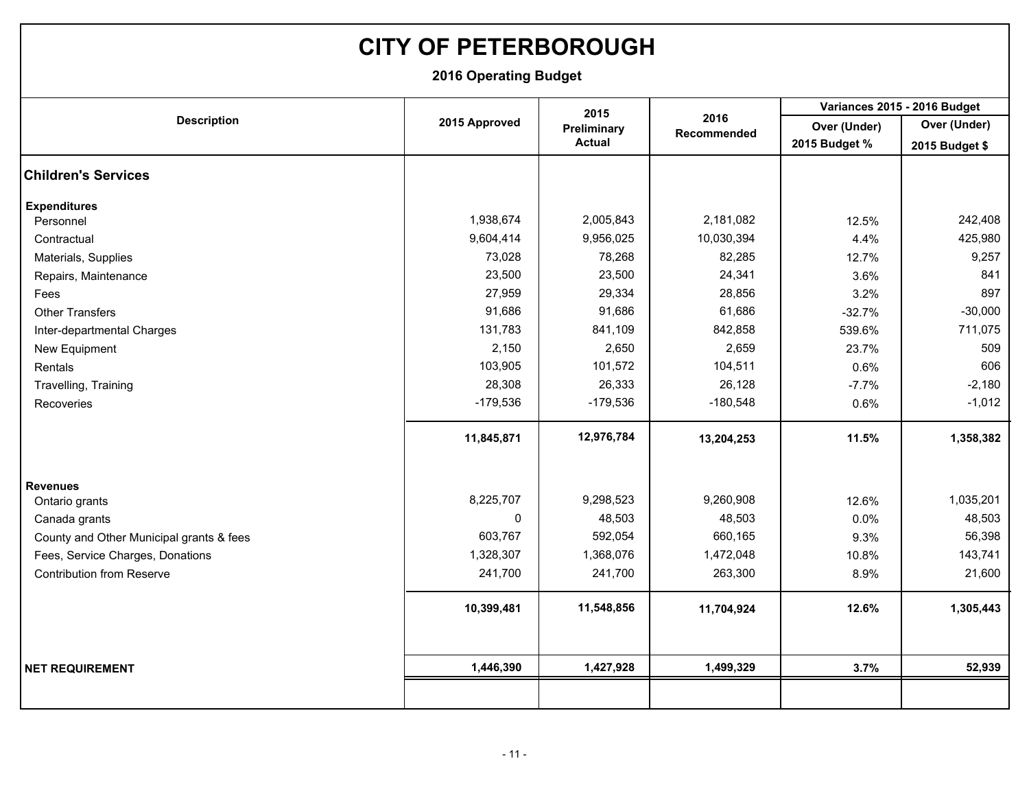# CITY OF PETERBOROUGH

**2016 Operating Budget**

| Description | 2015 Approved | 2015 Preliminary Actual | 2016 Recommended | Variances 2015 - 2016 Budget | |
|---|---|---|---|---|---|
| | | | | Over (Under) 2015 Budget % | Over (Under) 2015 Budget $ |
| **Children's Services** | | | | | |
| **Expenditures** | | | | | |
| Personnel | 1,938,674 | 2,005,843 | 2,181,082 | 12.5% | 242,408 |
| Contractual | 9,604,414 | 9,956,025 | 10,030,394 | 4.4% | 425,980 |
| Materials, Supplies | 73,028 | 78,268 | 82,285 | 12.7% | 9,257 |
| Repairs, Maintenance | 23,500 | 23,500 | 24,341 | 3.6% | 841 |
| Fees | 27,959 | 29,334 | 28,856 | 3.2% | 897 |
| Other Transfers | 91,686 | 91,686 | 61,686 | -32.7% | -30,000 |
| Inter-departmental Charges | 131,783 | 841,109 | 842,858 | 539.6% | 711,075 |
| New Equipment | 2,150 | 2,650 | 2,659 | 23.7% | 509 |
| Rentals | 103,905 | 101,572 | 104,511 | 0.6% | 606 |
| Travelling, Training | 28,308 | 26,333 | 26,128 | -7.7% | -2,180 |
| Recoveries | -179,536 | -179,536 | -180,548 | 0.6% | -1,012 |
| | **11,845,871** | **12,976,784** | **13,204,253** | **11.5%** | **1,358,382** |
| **Revenues** | | | | | |
| Ontario grants | 8,225,707 | 9,298,523 | 9,260,908 | 12.6% | 1,035,201 |
| Canada grants | 0 | 48,503 | 48,503 | 0.0% | 48,503 |
| County and Other Municipal grants & fees | 603,767 | 592,054 | 660,165 | 9.3% | 56,398 |
| Fees, Service Charges, Donations | 1,328,307 | 1,368,076 | 1,472,048 | 10.8% | 143,741 |
| Contribution from Reserve | 241,700 | 241,700 | 263,300 | 8.9% | 21,600 |
| | **10,399,481** | **11,548,856** | **11,704,924** | **12.6%** | **1,305,443** |
| **NET REQUIREMENT** | **1,446,390** | **1,427,928** | **1,499,329** | **3.7%** | **52,939** |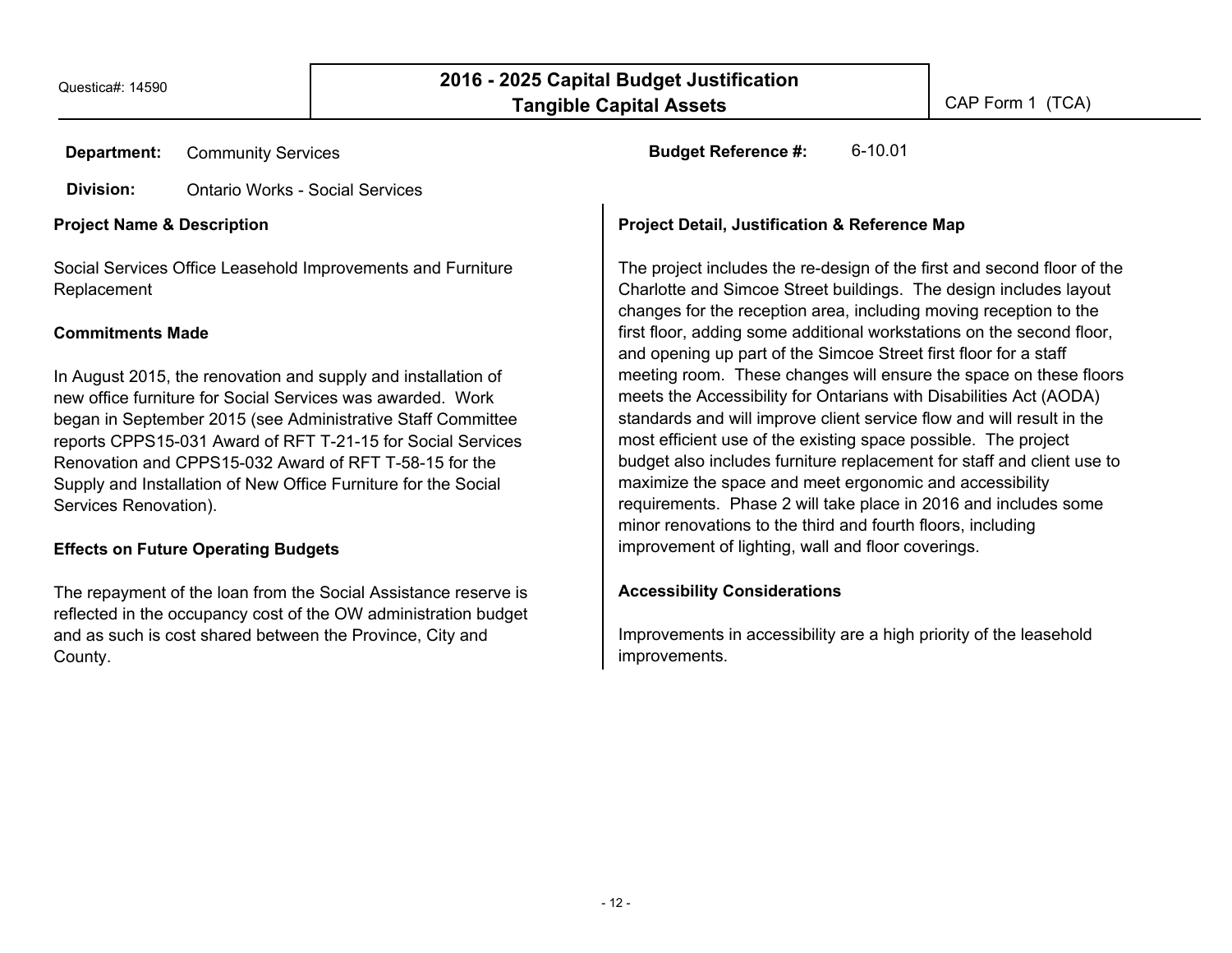Questica#: 14590

# 2016 - 2025 Capital Budget Justification
## Tangible Capital Assets

CAP Form 1 (TCA)

**Department:** Community Services

**Budget Reference #:** 6-10.01

**Division:** Ontario Works - Social Services

### Project Name & Description

Social Services Office Leasehold Improvements and Furniture Replacement

### Commitments Made

In August 2015, the renovation and supply and installation of new office furniture for Social Services was awarded. Work began in September 2015 (see Administrative Staff Committee reports CPPS15-031 Award of RFT T-21-15 for Social Services Renovation and CPPS15-032 Award of RFT T-58-15 for the Supply and Installation of New Office Furniture for the Social Services Renovation).

### Effects on Future Operating Budgets

The repayment of the loan from the Social Assistance reserve is reflected in the occupancy cost of the OW administration budget and as such is cost shared between the Province, City and County.

### Project Detail, Justification & Reference Map

The project includes the re-design of the first and second floor of the Charlotte and Simcoe Street buildings. The design includes layout changes for the reception area, including moving reception to the first floor, adding some additional workstations on the second floor, and opening up part of the Simcoe Street first floor for a staff meeting room. These changes will ensure the space on these floors meets the Accessibility for Ontarians with Disabilities Act (AODA) standards and will improve client service flow and will result in the most efficient use of the existing space possible. The project budget also includes furniture replacement for staff and client use to maximize the space and meet ergonomic and accessibility requirements. Phase 2 will take place in 2016 and includes some minor renovations to the third and fourth floors, including improvement of lighting, wall and floor coverings.

### Accessibility Considerations

Improvements in accessibility are a high priority of the leasehold improvements.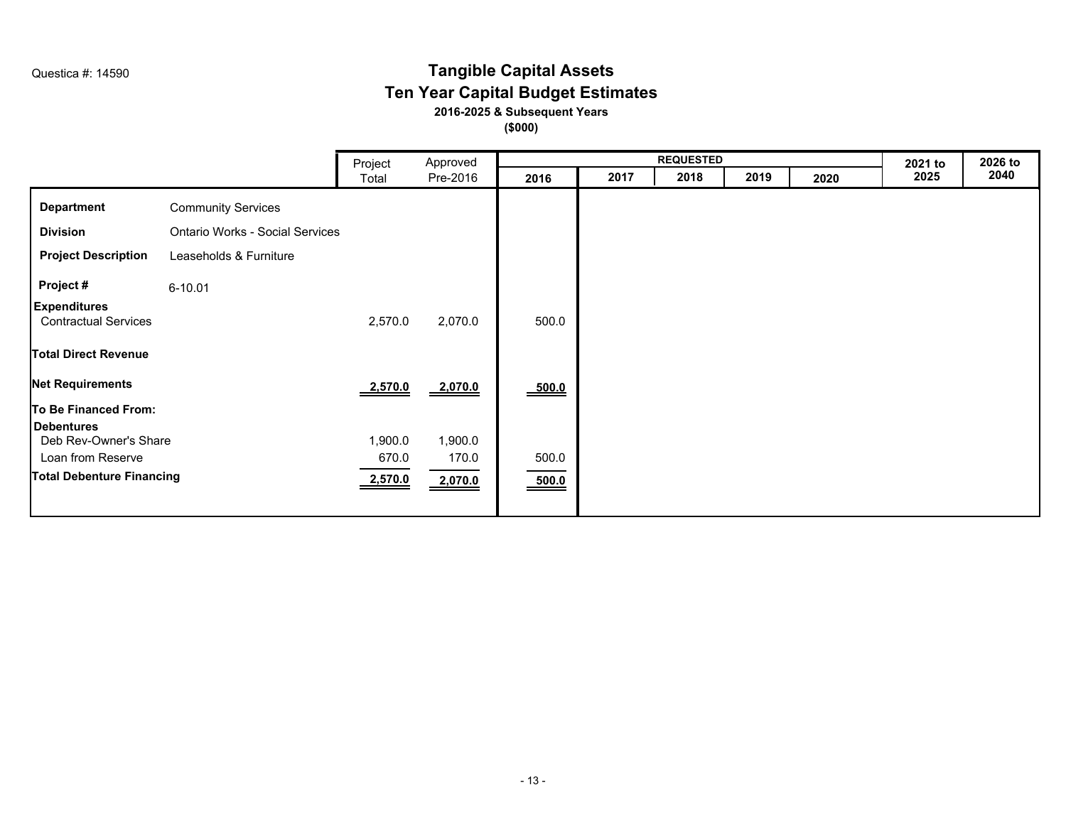Questica #: 14590

# Tangible Capital Assets
## Ten Year Capital Budget Estimates
### 2016-2025 & Subsequent Years
**($000)**

| | | Project Total | Approved Pre-2016 | REQUESTED 2016 | 2017 | 2018 | 2019 | 2020 | 2021 to 2025 | 2026 to 2040 |
|---|---|---|---|---|---|---|---|---|---|---|
| **Department** | Community Services | | | | | | | | | |
| **Division** | Ontario Works - Social Services | | | | | | | | | |
| **Project Description** | Leaseholds & Furniture | | | | | | | | | |
| **Project #** | 6-10.01 | | | | | | | | | |
| **Expenditures** | | | | | | | | | | |
| Contractual Services | | 2,570.0 | 2,070.0 | 500.0 | | | | | | |
| **Total Direct Revenue** | | | | | | | | | | |
| **Net Requirements** | | 2,570.0 | 2,070.0 | 500.0 | | | | | | |
| **To Be Financed From:** | | | | | | | | | | |
| **Debentures** | | | | | | | | | | |
| Deb Rev-Owner's Share | | 1,900.0 | 1,900.0 | | | | | | | |
| Loan from Reserve | | 670.0 | 170.0 | 500.0 | | | | | | |
| **Total Debenture Financing** | | 2,570.0 | 2,070.0 | 500.0 | | | | | | |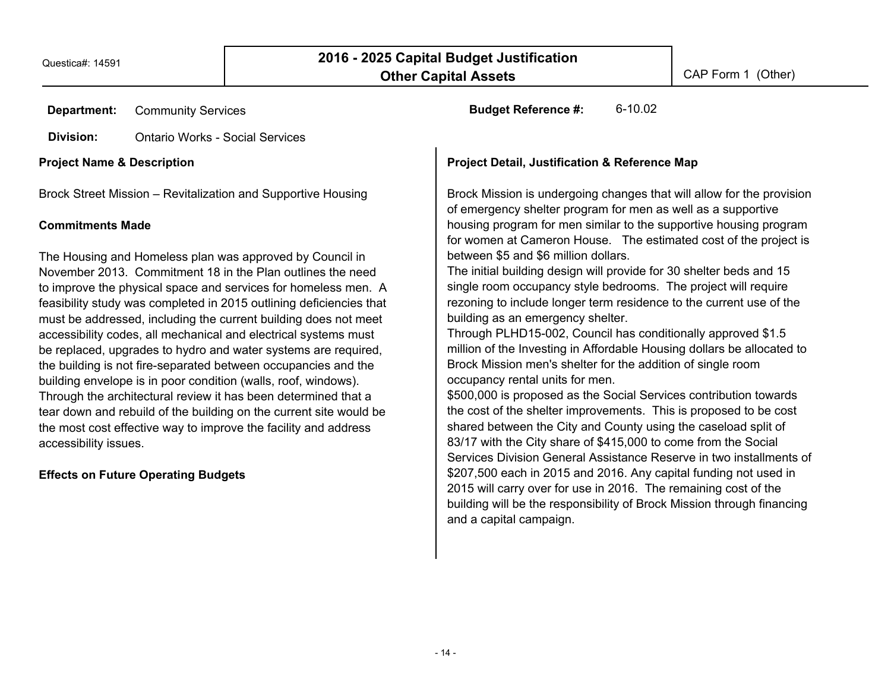Questica#: 14591

# 2016 - 2025 Capital Budget Justification
## Other Capital Assets

CAP Form 1 (Other)

**Department:** Community Services

**Budget Reference #:** 6-10.02

**Division:** Ontario Works - Social Services

### Project Name & Description

Brock Street Mission – Revitalization and Supportive Housing

### Commitments Made

The Housing and Homeless plan was approved by Council in November 2013. Commitment 18 in the Plan outlines the need to improve the physical space and services for homeless men. A feasibility study was completed in 2015 outlining deficiencies that must be addressed, including the current building does not meet accessibility codes, all mechanical and electrical systems must be replaced, upgrades to hydro and water systems are required, the building is not fire-separated between occupancies and the building envelope is in poor condition (walls, roof, windows). Through the architectural review it has been determined that a tear down and rebuild of the building on the current site would be the most cost effective way to improve the facility and address accessibility issues.

### Effects on Future Operating Budgets

### Project Detail, Justification & Reference Map

Brock Mission is undergoing changes that will allow for the provision of emergency shelter program for men as well as a supportive housing program for men similar to the supportive housing program for women at Cameron House. The estimated cost of the project is between $5 and $6 million dollars.

The initial building design will provide for 30 shelter beds and 15 single room occupancy style bedrooms. The project will require rezoning to include longer term residence to the current use of the building as an emergency shelter.

Through PLHD15-002, Council has conditionally approved $1.5 million of the Investing in Affordable Housing dollars be allocated to Brock Mission men's shelter for the addition of single room occupancy rental units for men.

$500,000 is proposed as the Social Services contribution towards the cost of the shelter improvements. This is proposed to be cost shared between the City and County using the caseload split of 83/17 with the City share of $415,000 to come from the Social Services Division General Assistance Reserve in two installments of $207,500 each in 2015 and 2016. Any capital funding not used in 2015 will carry over for use in 2016. The remaining cost of the building will be the responsibility of Brock Mission through financing and a capital campaign.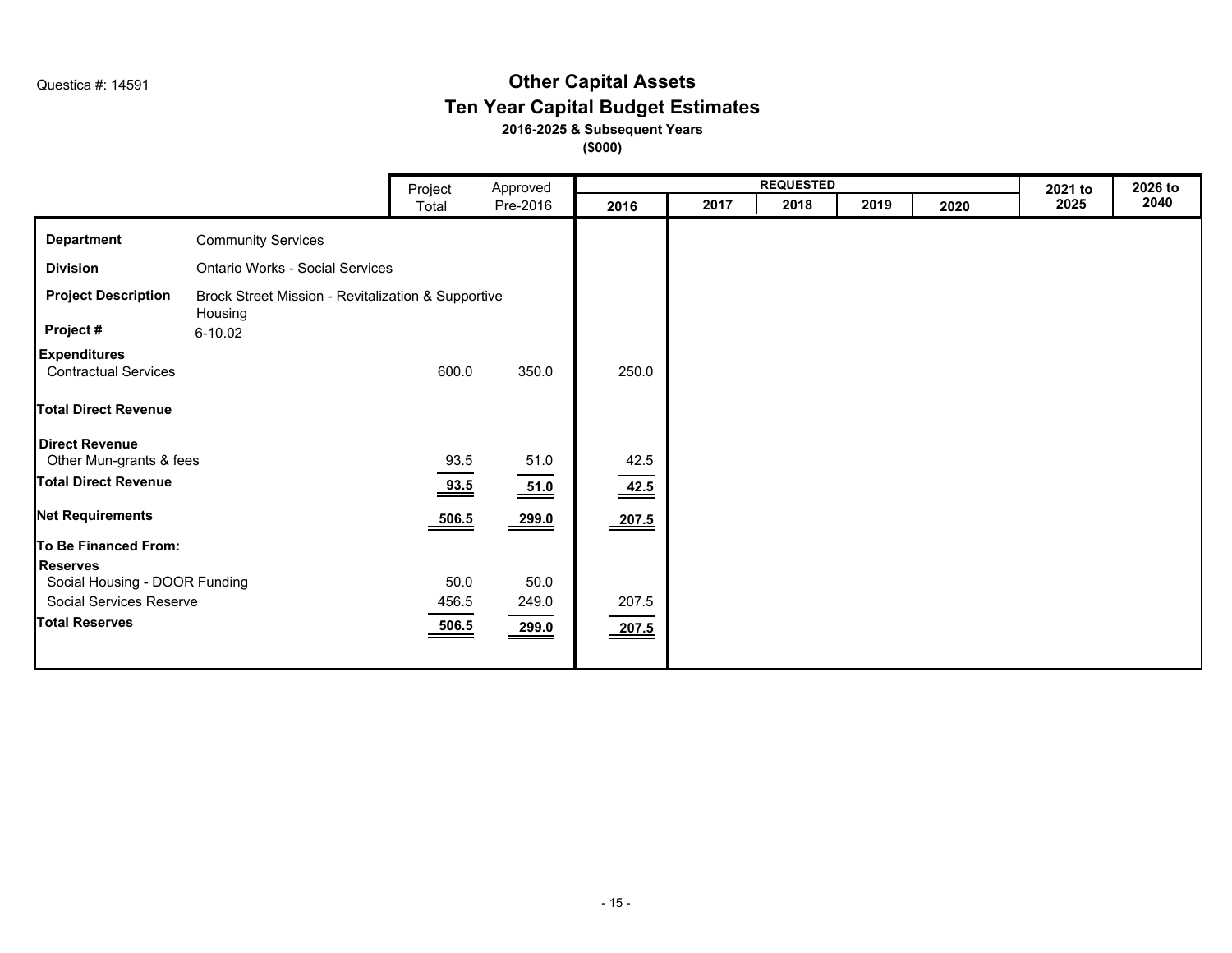Questica #: 14591

# Other Capital Assets
## Ten Year Capital Budget Estimates
**2016-2025 & Subsequent Years**
**($000)**

| | | Project Total | Approved Pre-2016 | REQUESTED 2016 | 2017 | 2018 | 2019 | 2020 | 2021 to 2025 | 2026 to 2040 |
|---|---|---|---|---|---|---|---|---|---|---|
| **Department** | Community Services | | | | | | | | | |
| **Division** | Ontario Works - Social Services | | | | | | | | | |
| **Project Description** | Brock Street Mission - Revitalization & Supportive Housing | | | | | | | | | |
| **Project #** | 6-10.02 | | | | | | | | | |
| **Expenditures** | | | | | | | | | | |
| Contractual Services | | 600.0 | 350.0 | 250.0 | | | | | | |
| **Total Direct Revenue** | | | | | | | | | | |
| **Direct Revenue** | | | | | | | | | | |
| Other Mun-grants & fees | | 93.5 | 51.0 | 42.5 | | | | | | |
| **Total Direct Revenue** | | **93.5** | **51.0** | **42.5** | | | | | | |
| **Net Requirements** | | **506.5** | **299.0** | **207.5** | | | | | | |
| **To Be Financed From:** | | | | | | | | | | |
| **Reserves** | | | | | | | | | | |
| Social Housing - DOOR Funding | | 50.0 | 50.0 | | | | | | | |
| Social Services Reserve | | 456.5 | 249.0 | 207.5 | | | | | | |
| **Total Reserves** | | **506.5** | **299.0** | **207.5** | | | | | | |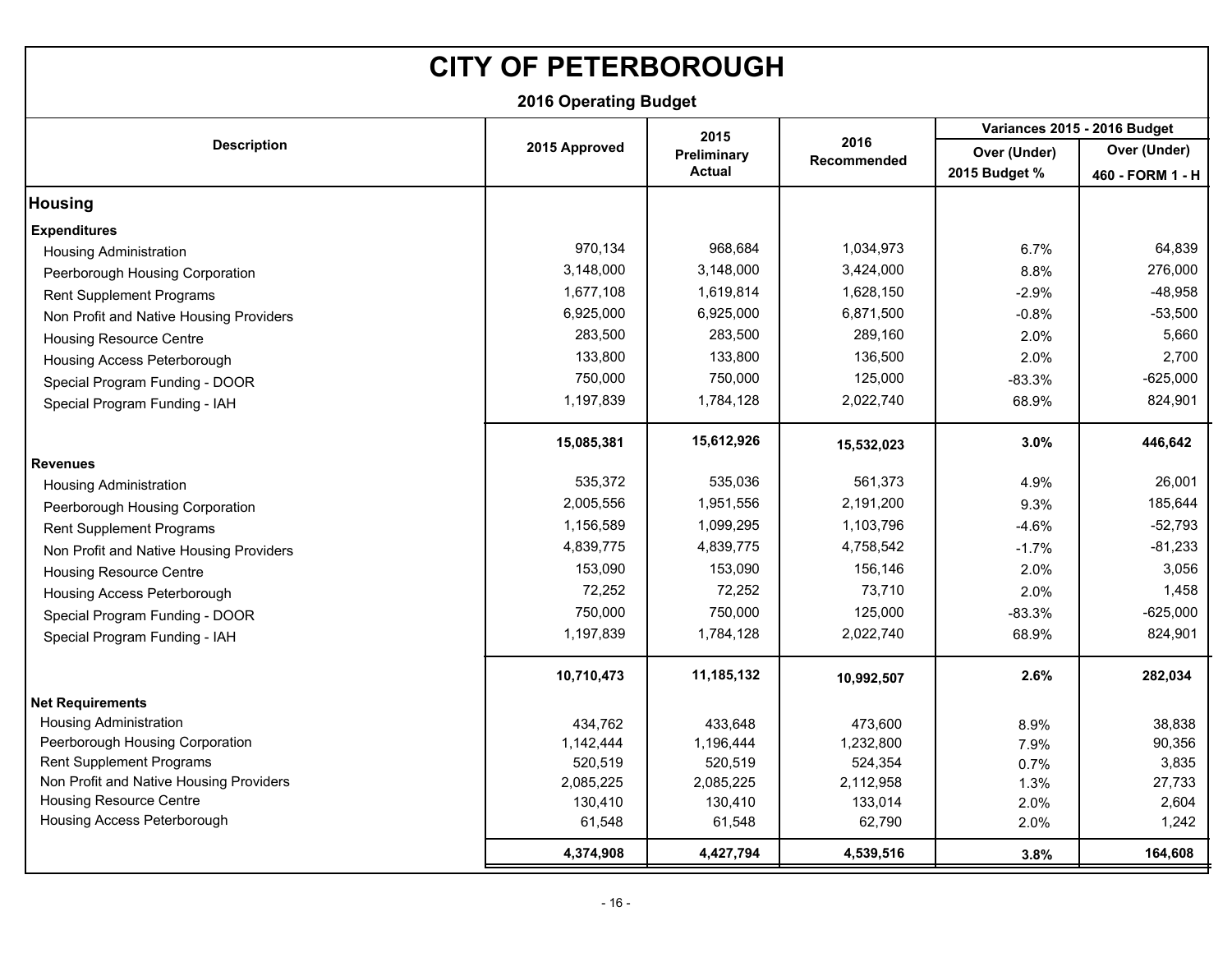# CITY OF PETERBOROUGH

**2016 Operating Budget**

| Description | 2015 Approved | 2015 Preliminary Actual | 2016 Recommended | Variances 2015 - 2016 Budget | |
|---|---|---|---|---|---|
| | | | | Over (Under) 2015 Budget % | Over (Under) 460 - FORM 1 - H |
| **Housing** | | | | | |
| **Expenditures** | | | | | |
| Housing Administration | 970,134 | 968,684 | 1,034,973 | 6.7% | 64,839 |
| Peerborough Housing Corporation | 3,148,000 | 3,148,000 | 3,424,000 | 8.8% | 276,000 |
| Rent Supplement Programs | 1,677,108 | 1,619,814 | 1,628,150 | -2.9% | -48,958 |
| Non Profit and Native Housing Providers | 6,925,000 | 6,925,000 | 6,871,500 | -0.8% | -53,500 |
| Housing Resource Centre | 283,500 | 283,500 | 289,160 | 2.0% | 5,660 |
| Housing Access Peterborough | 133,800 | 133,800 | 136,500 | 2.0% | 2,700 |
| Special Program Funding - DOOR | 750,000 | 750,000 | 125,000 | -83.3% | -625,000 |
| Special Program Funding - IAH | 1,197,839 | 1,784,128 | 2,022,740 | 68.9% | 824,901 |
| | **15,085,381** | **15,612,926** | **15,532,023** | **3.0%** | **446,642** |
| **Revenues** | | | | | |
| Housing Administration | 535,372 | 535,036 | 561,373 | 4.9% | 26,001 |
| Peerborough Housing Corporation | 2,005,556 | 1,951,556 | 2,191,200 | 9.3% | 185,644 |
| Rent Supplement Programs | 1,156,589 | 1,099,295 | 1,103,796 | -4.6% | -52,793 |
| Non Profit and Native Housing Providers | 4,839,775 | 4,839,775 | 4,758,542 | -1.7% | -81,233 |
| Housing Resource Centre | 153,090 | 153,090 | 156,146 | 2.0% | 3,056 |
| Housing Access Peterborough | 72,252 | 72,252 | 73,710 | 2.0% | 1,458 |
| Special Program Funding - DOOR | 750,000 | 750,000 | 125,000 | -83.3% | -625,000 |
| Special Program Funding - IAH | 1,197,839 | 1,784,128 | 2,022,740 | 68.9% | 824,901 |
| | **10,710,473** | **11,185,132** | **10,992,507** | **2.6%** | **282,034** |
| **Net Requirements** | | | | | |
| Housing Administration | 434,762 | 433,648 | 473,600 | 8.9% | 38,838 |
| Peerborough Housing Corporation | 1,142,444 | 1,196,444 | 1,232,800 | 7.9% | 90,356 |
| Rent Supplement Programs | 520,519 | 520,519 | 524,354 | 0.7% | 3,835 |
| Non Profit and Native Housing Providers | 2,085,225 | 2,085,225 | 2,112,958 | 1.3% | 27,733 |
| Housing Resource Centre | 130,410 | 130,410 | 133,014 | 2.0% | 2,604 |
| Housing Access Peterborough | 61,548 | 61,548 | 62,790 | 2.0% | 1,242 |
| | **4,374,908** | **4,427,794** | **4,539,516** | **3.8%** | **164,608** |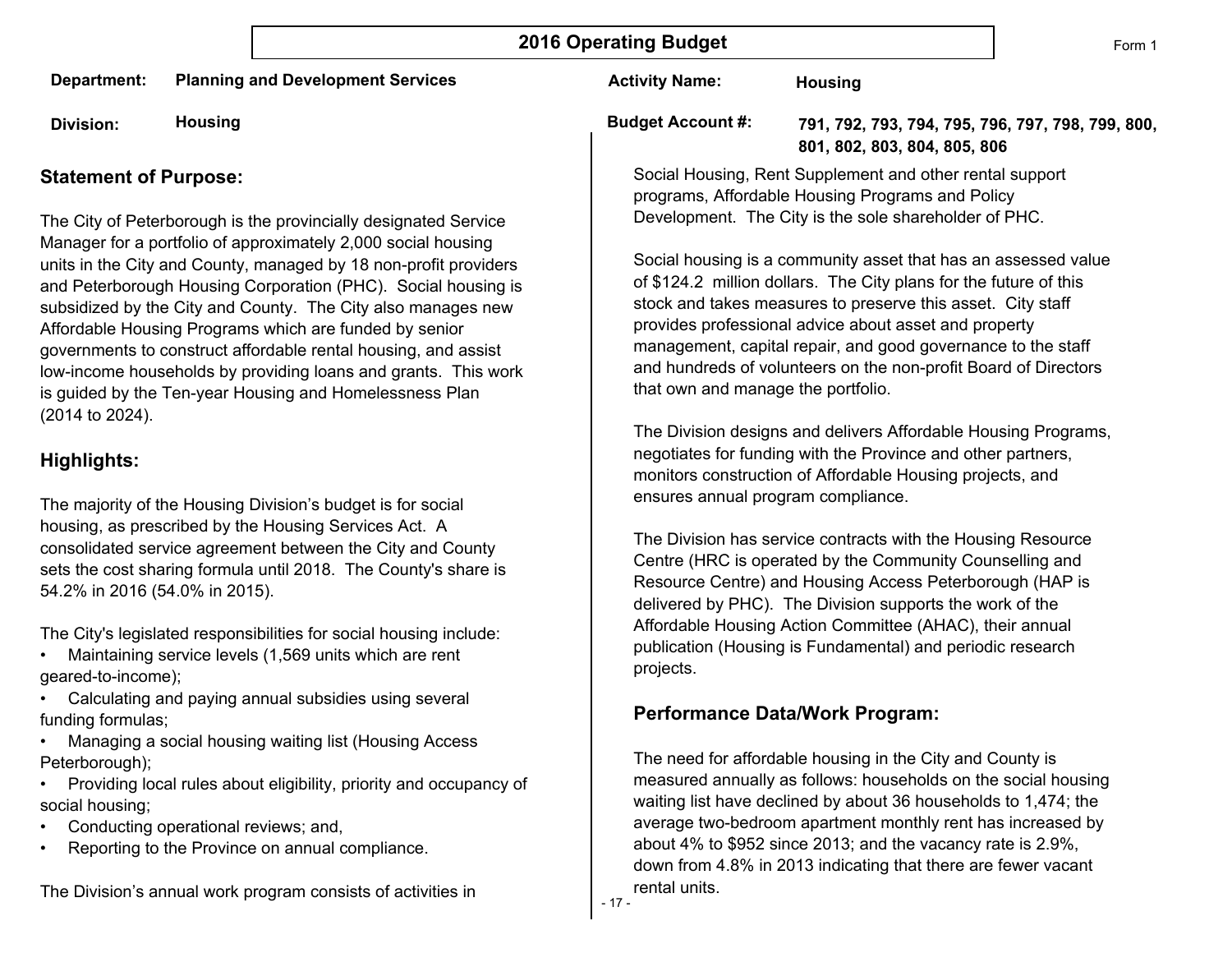# 2016 Operating Budget

Form 1

**Department:** Planning and Development Services

**Division:** Housing

**Activity Name:** Housing

**Budget Account #:** 791, 792, 793, 794, 795, 796, 797, 798, 799, 800, 801, 802, 803, 804, 805, 806

## Statement of Purpose:

The City of Peterborough is the provincially designated Service Manager for a portfolio of approximately 2,000 social housing units in the City and County, managed by 18 non-profit providers and Peterborough Housing Corporation (PHC). Social housing is subsidized by the City and County. The City also manages new Affordable Housing Programs which are funded by senior governments to construct affordable rental housing, and assist low-income households by providing loans and grants. This work is guided by the Ten-year Housing and Homelessness Plan (2014 to 2024).

## Highlights:

The majority of the Housing Division's budget is for social housing, as prescribed by the Housing Services Act. A consolidated service agreement between the City and County sets the cost sharing formula until 2018. The County's share is 54.2% in 2016 (54.0% in 2015).

The City's legislated responsibilities for social housing include:

- Maintaining service levels (1,569 units which are rent geared-to-income);
- Calculating and paying annual subsidies using several funding formulas;
- Managing a social housing waiting list (Housing Access Peterborough);
- Providing local rules about eligibility, priority and occupancy of social housing;
- Conducting operational reviews; and,
- Reporting to the Province on annual compliance.

The Division's annual work program consists of activities in Social Housing, Rent Supplement and other rental support programs, Affordable Housing Programs and Policy Development. The City is the sole shareholder of PHC.

Social housing is a community asset that has an assessed value of $124.2 million dollars. The City plans for the future of this stock and takes measures to preserve this asset. City staff provides professional advice about asset and property management, capital repair, and good governance to the staff and hundreds of volunteers on the non-profit Board of Directors that own and manage the portfolio.

The Division designs and delivers Affordable Housing Programs, negotiates for funding with the Province and other partners, monitors construction of Affordable Housing projects, and ensures annual program compliance.

The Division has service contracts with the Housing Resource Centre (HRC is operated by the Community Counselling and Resource Centre) and Housing Access Peterborough (HAP is delivered by PHC). The Division supports the work of the Affordable Housing Action Committee (AHAC), their annual publication (Housing is Fundamental) and periodic research projects.

## Performance Data/Work Program:

The need for affordable housing in the City and County is measured annually as follows: households on the social housing waiting list have declined by about 36 households to 1,474; the average two-bedroom apartment monthly rent has increased by about 4% to $952 since 2013; and the vacancy rate is 2.9%, down from 4.8% in 2013 indicating that there are fewer vacant rental units.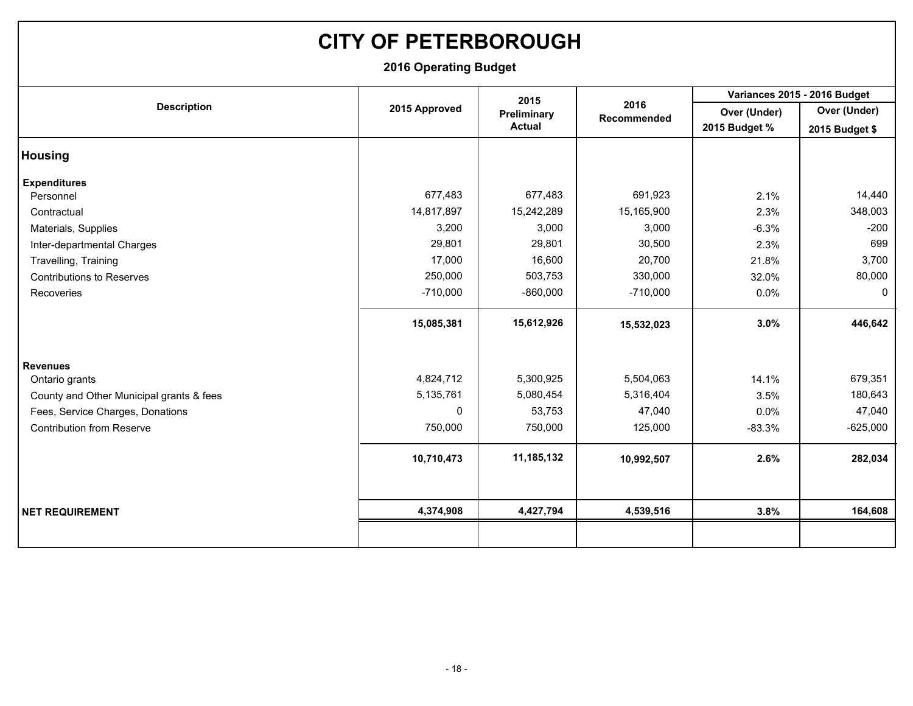# CITY OF PETERBOROUGH

**2016 Operating Budget**

| Description | 2015 Approved | 2015 Preliminary Actual | 2016 Recommended | Variances 2015 - 2016 Budget | |
|---|---|---|---|---|---|
| | | | | Over (Under) 2015 Budget % | Over (Under) 2015 Budget $ |
| **Housing** | | | | | |
| **Expenditures** | | | | | |
| Personnel | 677,483 | 677,483 | 691,923 | 2.1% | 14,440 |
| Contractual | 14,817,897 | 15,242,289 | 15,165,900 | 2.3% | 348,003 |
| Materials, Supplies | 3,200 | 3,000 | 3,000 | -6.3% | -200 |
| Inter-departmental Charges | 29,801 | 29,801 | 30,500 | 2.3% | 699 |
| Travelling, Training | 17,000 | 16,600 | 20,700 | 21.8% | 3,700 |
| Contributions to Reserves | 250,000 | 503,753 | 330,000 | 32.0% | 80,000 |
| Recoveries | -710,000 | -860,000 | -710,000 | 0.0% | 0 |
| | **15,085,381** | **15,612,926** | **15,532,023** | **3.0%** | **446,642** |
| **Revenues** | | | | | |
| Ontario grants | 4,824,712 | 5,300,925 | 5,504,063 | 14.1% | 679,351 |
| County and Other Municipal grants & fees | 5,135,761 | 5,080,454 | 5,316,404 | 3.5% | 180,643 |
| Fees, Service Charges, Donations | 0 | 53,753 | 47,040 | 0.0% | 47,040 |
| Contribution from Reserve | 750,000 | 750,000 | 125,000 | -83.3% | -625,000 |
| | **10,710,473** | **11,185,132** | **10,992,507** | **2.6%** | **282,034** |
| **NET REQUIREMENT** | **4,374,908** | **4,427,794** | **4,539,516** | **3.8%** | **164,608** |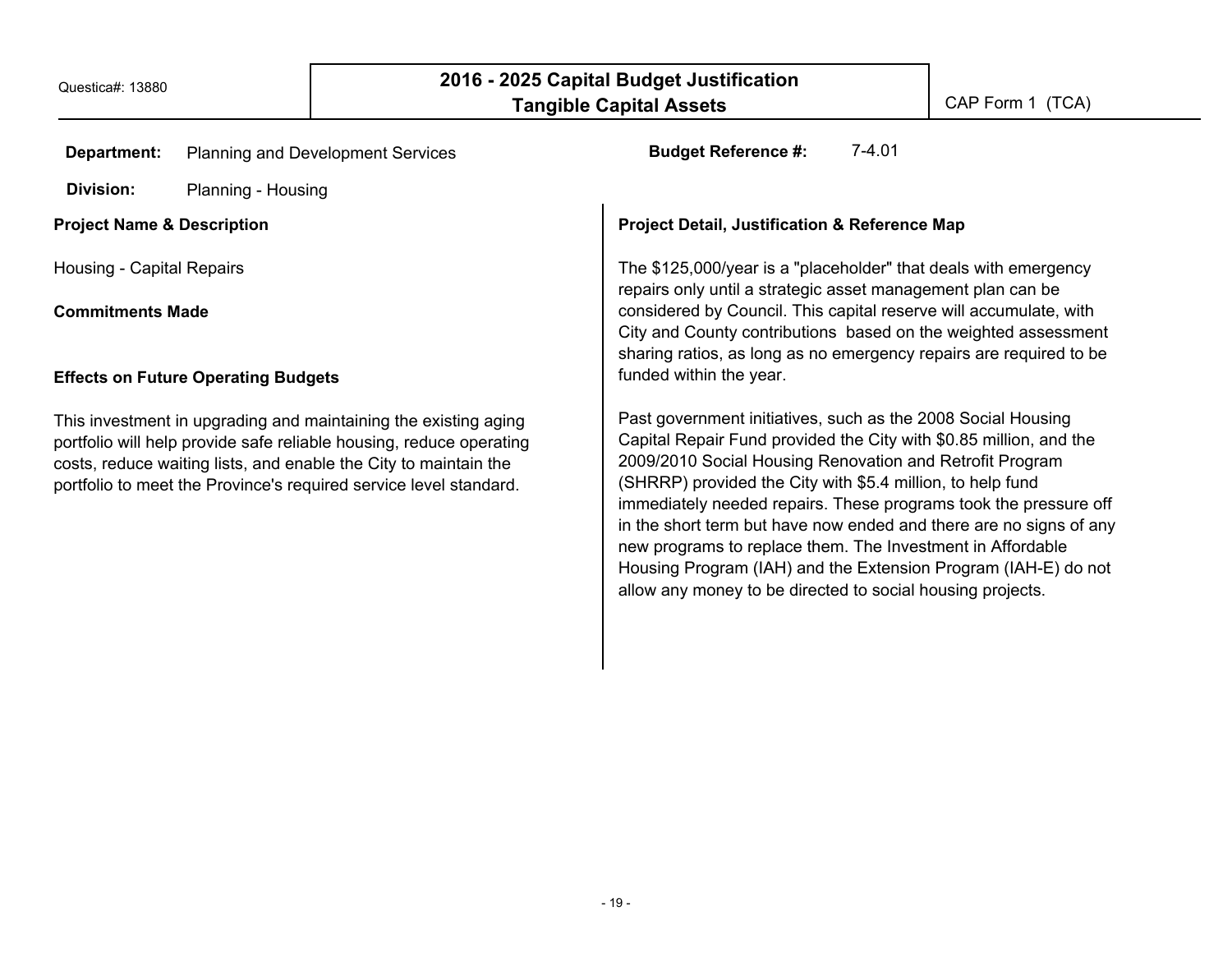Questica#: 13880

# 2016 - 2025 Capital Budget Justification
## Tangible Capital Assets

CAP Form 1 (TCA)

**Department:** Planning and Development Services

**Budget Reference #:** 7-4.01

**Division:** Planning - Housing

**Project Name & Description**

Housing - Capital Repairs

**Commitments Made**

**Effects on Future Operating Budgets**

This investment in upgrading and maintaining the existing aging portfolio will help provide safe reliable housing, reduce operating costs, reduce waiting lists, and enable the City to maintain the portfolio to meet the Province's required service level standard.

**Project Detail, Justification & Reference Map**

The $125,000/year is a "placeholder" that deals with emergency repairs only until a strategic asset management plan can be considered by Council. This capital reserve will accumulate, with City and County contributions based on the weighted assessment sharing ratios, as long as no emergency repairs are required to be funded within the year.

Past government initiatives, such as the 2008 Social Housing Capital Repair Fund provided the City with $0.85 million, and the 2009/2010 Social Housing Renovation and Retrofit Program (SHRRP) provided the City with $5.4 million, to help fund immediately needed repairs. These programs took the pressure off in the short term but have now ended and there are no signs of any new programs to replace them. The Investment in Affordable Housing Program (IAH) and the Extension Program (IAH-E) do not allow any money to be directed to social housing projects.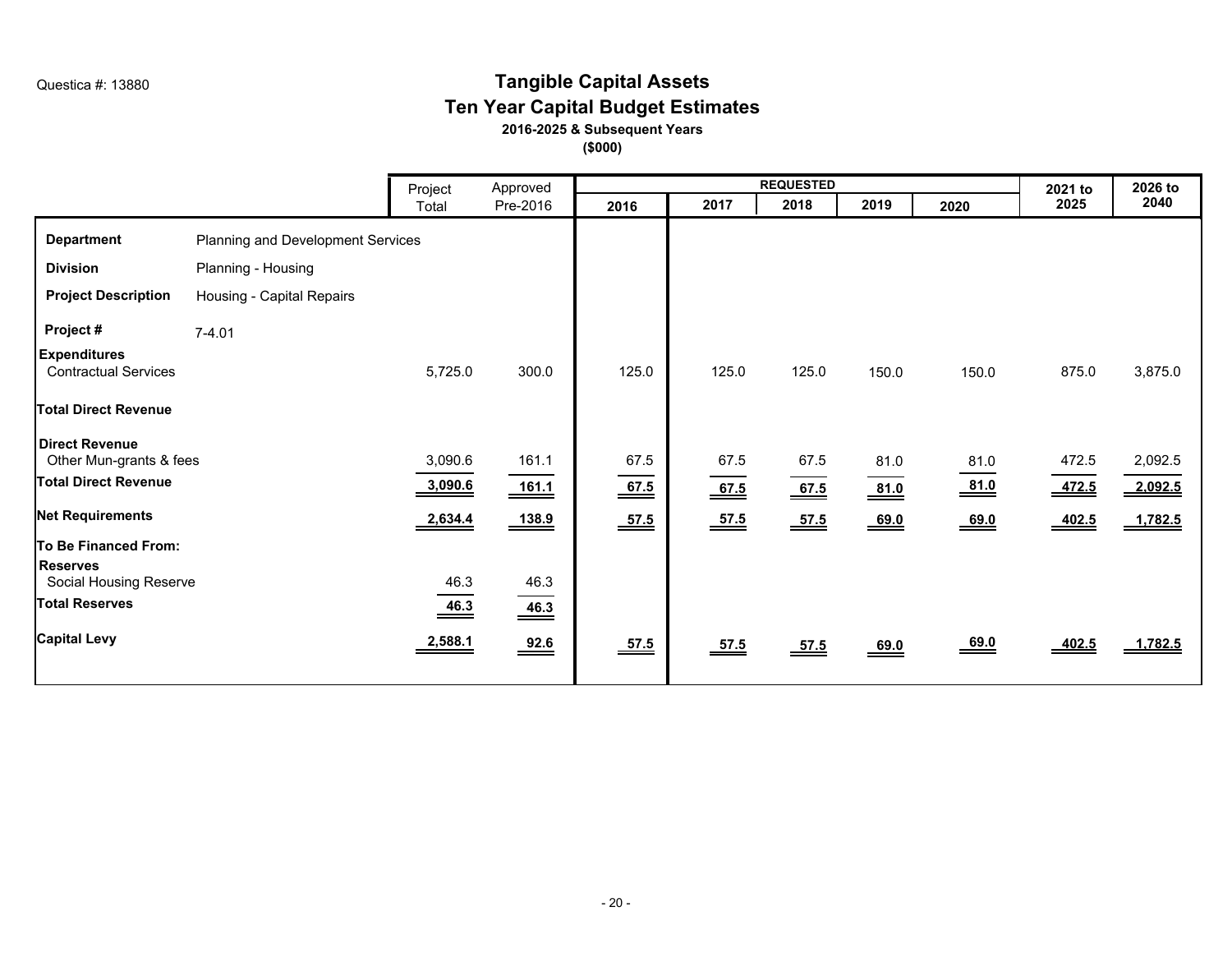Questica #: 13880

# Tangible Capital Assets
## Ten Year Capital Budget Estimates
**2016-2025 & Subsequent Years**
**($000)**

| | | Project Total | Approved Pre-2016 | REQUESTED 2016 | 2017 | 2018 | 2019 | 2020 | 2021 to 2025 | 2026 to 2040 |
|---|---|---|---|---|---|---|---|---|---|---|
| **Department** | Planning and Development Services | | | | | | | | | |
| **Division** | Planning - Housing | | | | | | | | | |
| **Project Description** | Housing - Capital Repairs | | | | | | | | | |
| **Project #** | 7-4.01 | | | | | | | | | |
| **Expenditures** | | | | | | | | | | |
| Contractual Services | | 5,725.0 | 300.0 | 125.0 | 125.0 | 125.0 | 150.0 | 150.0 | 875.0 | 3,875.0 |
| **Total Direct Revenue** | | | | | | | | | | |
| **Direct Revenue** | | | | | | | | | | |
| Other Mun-grants & fees | | 3,090.6 | 161.1 | 67.5 | 67.5 | 67.5 | 81.0 | 81.0 | 472.5 | 2,092.5 |
| **Total Direct Revenue** | | 3,090.6 | 161.1 | 67.5 | 67.5 | 67.5 | 81.0 | 81.0 | 472.5 | 2,092.5 |
| **Net Requirements** | | 2,634.4 | 138.9 | 57.5 | 57.5 | 57.5 | 69.0 | 69.0 | 402.5 | 1,782.5 |
| **To Be Financed From:** | | | | | | | | | | |
| **Reserves** | | | | | | | | | | |
| Social Housing Reserve | | 46.3 | 46.3 | | | | | | | |
| **Total Reserves** | | 46.3 | 46.3 | | | | | | | |
| **Capital Levy** | | 2,588.1 | 92.6 | 57.5 | 57.5 | 57.5 | 69.0 | 69.0 | 402.5 | 1,782.5 |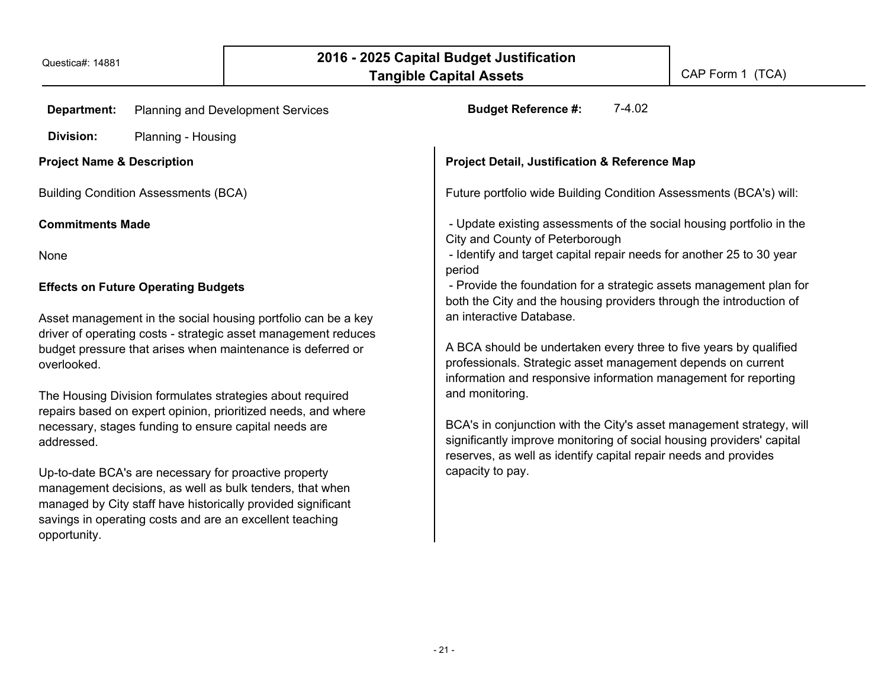Questica#: 14881

# 2016 - 2025 Capital Budget Justification
## Tangible Capital Assets

CAP Form 1 (TCA)

**Department:** Planning and Development Services

**Budget Reference #:** 7-4.02

**Division:** Planning - Housing

**Project Name & Description**

Building Condition Assessments (BCA)

**Commitments Made**

None

**Effects on Future Operating Budgets**

Asset management in the social housing portfolio can be a key driver of operating costs - strategic asset management reduces budget pressure that arises when maintenance is deferred or overlooked.

The Housing Division formulates strategies about required repairs based on expert opinion, prioritized needs, and where necessary, stages funding to ensure capital needs are addressed.

Up-to-date BCA's are necessary for proactive property management decisions, as well as bulk tenders, that when managed by City staff have historically provided significant savings in operating costs and are an excellent teaching opportunity.

**Project Detail, Justification & Reference Map**

Future portfolio wide Building Condition Assessments (BCA's) will:

- Update existing assessments of the social housing portfolio in the City and County of Peterborough
- Identify and target capital repair needs for another 25 to 30 year period
- Provide the foundation for a strategic assets management plan for both the City and the housing providers through the introduction of an interactive Database.

A BCA should be undertaken every three to five years by qualified professionals. Strategic asset management depends on current information and responsive information management for reporting and monitoring.

BCA's in conjunction with the City's asset management strategy, will significantly improve monitoring of social housing providers' capital reserves, as well as identify capital repair needs and provides capacity to pay.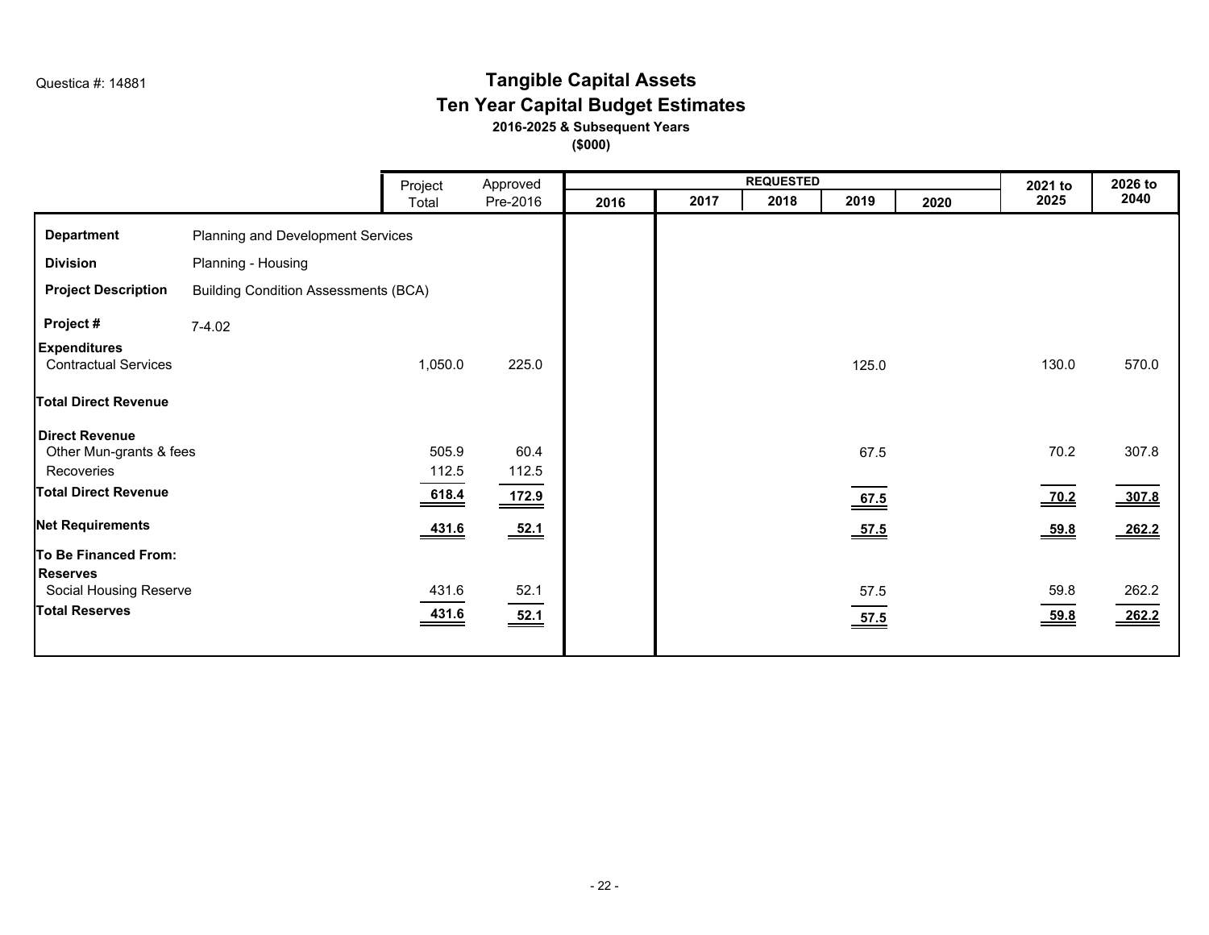Questica #: 14881

# Tangible Capital Assets
## Ten Year Capital Budget Estimates
**2016-2025 & Subsequent Years**
**($000)**

| | | Project Total | Approved Pre-2016 | REQUESTED 2016 | 2017 | 2018 | 2019 | 2020 | 2021 to 2025 | 2026 to 2040 |
|---|---|---|---|---|---|---|---|---|---|---|
| **Department** | Planning and Development Services | | | | | | | | | |
| **Division** | Planning - Housing | | | | | | | | | |
| **Project Description** | Building Condition Assessments (BCA) | | | | | | | | | |
| **Project #** | 7-4.02 | | | | | | | | | |
| **Expenditures** | | | | | | | | | | |
| Contractual Services | | 1,050.0 | 225.0 | | | | 125.0 | | 130.0 | 570.0 |
| **Total Direct Revenue** | | | | | | | | | | |
| **Direct Revenue** | | | | | | | | | | |
| Other Mun-grants & fees | | 505.9 | 60.4 | | | | 67.5 | | 70.2 | 307.8 |
| Recoveries | | 112.5 | 112.5 | | | | | | | |
| **Total Direct Revenue** | | 618.4 | 172.9 | | | | 67.5 | | 70.2 | 307.8 |
| **Net Requirements** | | 431.6 | 52.1 | | | | 57.5 | | 59.8 | 262.2 |
| **To Be Financed From:** | | | | | | | | | | |
| **Reserves** | | | | | | | | | | |
| Social Housing Reserve | | 431.6 | 52.1 | | | | 57.5 | | 59.8 | 262.2 |
| **Total Reserves** | | 431.6 | 52.1 | | | | 57.5 | | 59.8 | 262.2 |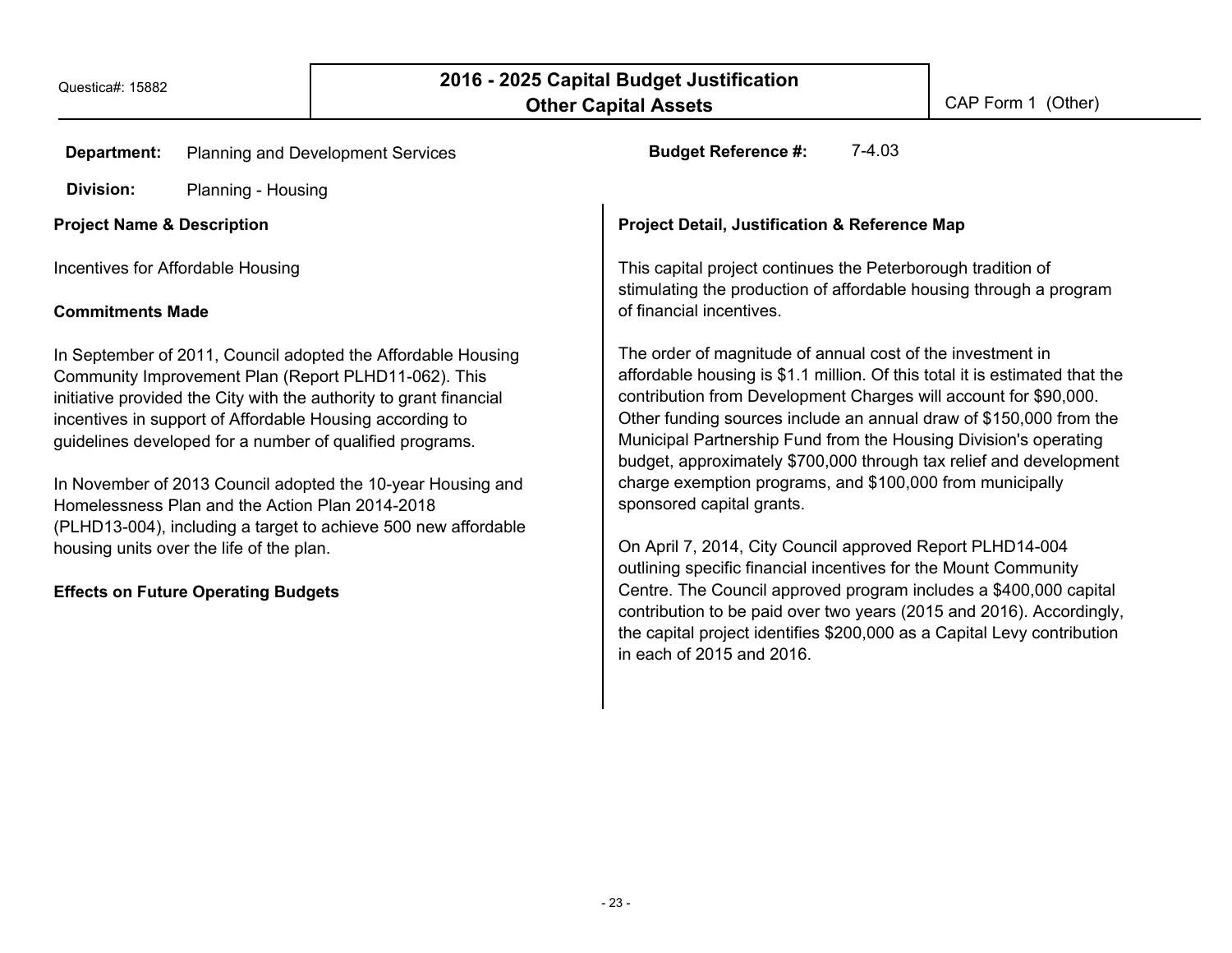Questica#: 15882

# 2016 - 2025 Capital Budget Justification
## Other Capital Assets

CAP Form 1 (Other)

**Department:** Planning and Development Services

**Budget Reference #:** 7-4.03

**Division:** Planning - Housing

**Project Name & Description**

Incentives for Affordable Housing

**Commitments Made**

In September of 2011, Council adopted the Affordable Housing Community Improvement Plan (Report PLHD11-062). This initiative provided the City with the authority to grant financial incentives in support of Affordable Housing according to guidelines developed for a number of qualified programs.

In November of 2013 Council adopted the 10-year Housing and Homelessness Plan and the Action Plan 2014-2018 (PLHD13-004), including a target to achieve 500 new affordable housing units over the life of the plan.

**Effects on Future Operating Budgets**

**Project Detail, Justification & Reference Map**

This capital project continues the Peterborough tradition of stimulating the production of affordable housing through a program of financial incentives.

The order of magnitude of annual cost of the investment in affordable housing is $1.1 million. Of this total it is estimated that the contribution from Development Charges will account for $90,000. Other funding sources include an annual draw of $150,000 from the Municipal Partnership Fund from the Housing Division's operating budget, approximately $700,000 through tax relief and development charge exemption programs, and $100,000 from municipally sponsored capital grants.

On April 7, 2014, City Council approved Report PLHD14-004 outlining specific financial incentives for the Mount Community Centre. The Council approved program includes a $400,000 capital contribution to be paid over two years (2015 and 2016). Accordingly, the capital project identifies $200,000 as a Capital Levy contribution in each of 2015 and 2016.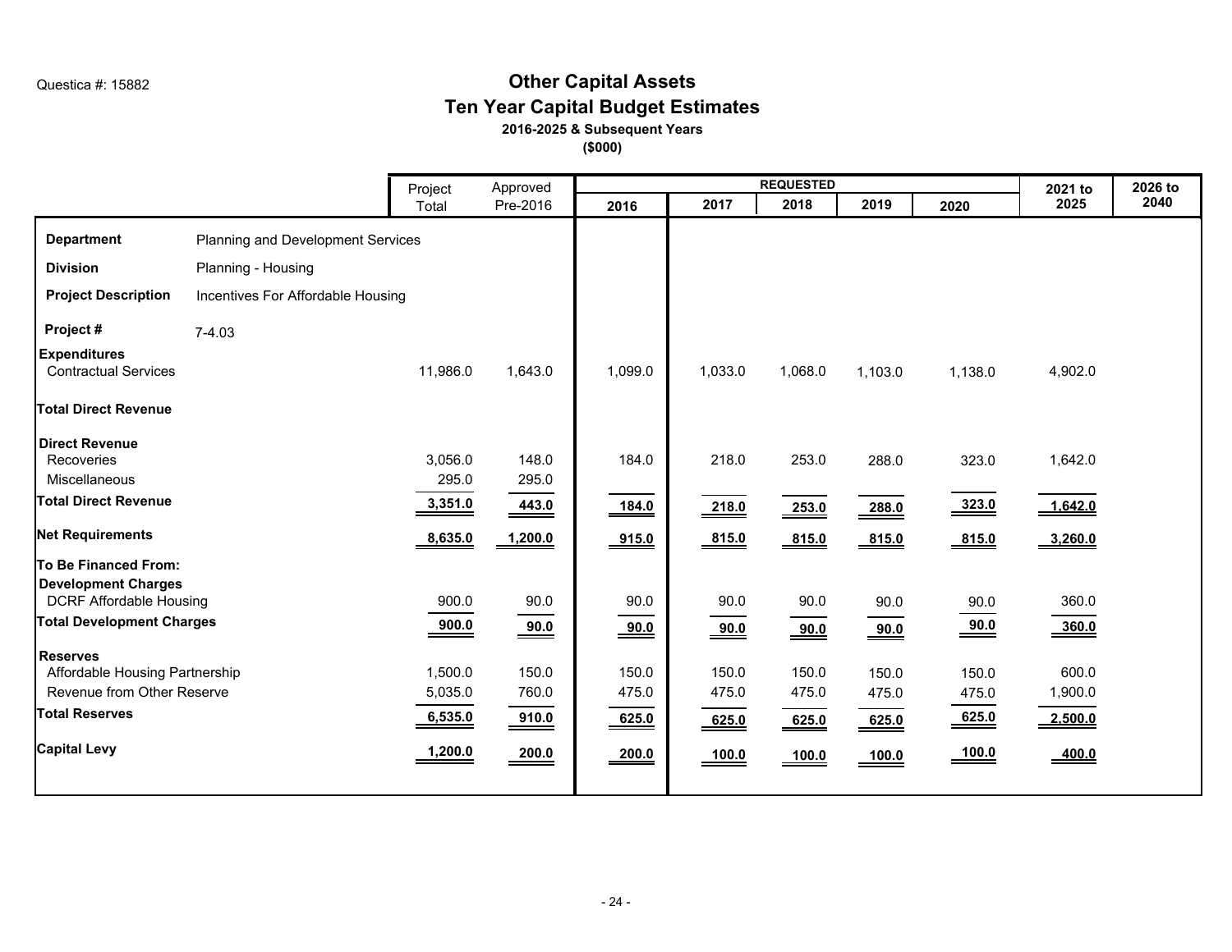Questica #: 15882

# Other Capital Assets

## Ten Year Capital Budget Estimates

**2016-2025 & Subsequent Years**

**($000)**

| | | Project Total | Approved Pre-2016 | REQUESTED 2016 | 2017 | 2018 | 2019 | 2020 | 2021 to 2025 | 2026 to 2040 |
|---|---|---|---|---|---|---|---|---|---|---|
| **Department** | Planning and Development Services | | | | | | | | | |
| **Division** | Planning - Housing | | | | | | | | | |
| **Project Description** | Incentives For Affordable Housing | | | | | | | | | |
| **Project #** | 7-4.03 | | | | | | | | | |
| **Expenditures** | | | | | | | | | | |
| Contractual Services | | 11,986.0 | 1,643.0 | 1,099.0 | 1,033.0 | 1,068.0 | 1,103.0 | 1,138.0 | 4,902.0 | |
| **Total Direct Revenue** | | | | | | | | | | |
| **Direct Revenue** | | | | | | | | | | |
| Recoveries | | 3,056.0 | 148.0 | 184.0 | 218.0 | 253.0 | 288.0 | 323.0 | 1,642.0 | |
| Miscellaneous | | 295.0 | 295.0 | | | | | | | |
| **Total Direct Revenue** | | **3,351.0** | **443.0** | **184.0** | **218.0** | **253.0** | **288.0** | **323.0** | **1,642.0** | |
| **Net Requirements** | | **8,635.0** | **1,200.0** | **915.0** | **815.0** | **815.0** | **815.0** | **815.0** | **3,260.0** | |
| **To Be Financed From:** | | | | | | | | | | |
| **Development Charges** | | | | | | | | | | |
| DCRF Affordable Housing | | 900.0 | 90.0 | 90.0 | 90.0 | 90.0 | 90.0 | 90.0 | 360.0 | |
| **Total Development Charges** | | **900.0** | **90.0** | **90.0** | **90.0** | **90.0** | **90.0** | **90.0** | **360.0** | |
| **Reserves** | | | | | | | | | | |
| Affordable Housing Partnership | | 1,500.0 | 150.0 | 150.0 | 150.0 | 150.0 | 150.0 | 150.0 | 600.0 | |
| Revenue from Other Reserve | | 5,035.0 | 760.0 | 475.0 | 475.0 | 475.0 | 475.0 | 475.0 | 1,900.0 | |
| **Total Reserves** | | **6,535.0** | **910.0** | **625.0** | **625.0** | **625.0** | **625.0** | **625.0** | **2,500.0** | |
| **Capital Levy** | | **1,200.0** | **200.0** | **200.0** | **100.0** | **100.0** | **100.0** | **100.0** | **400.0** | |